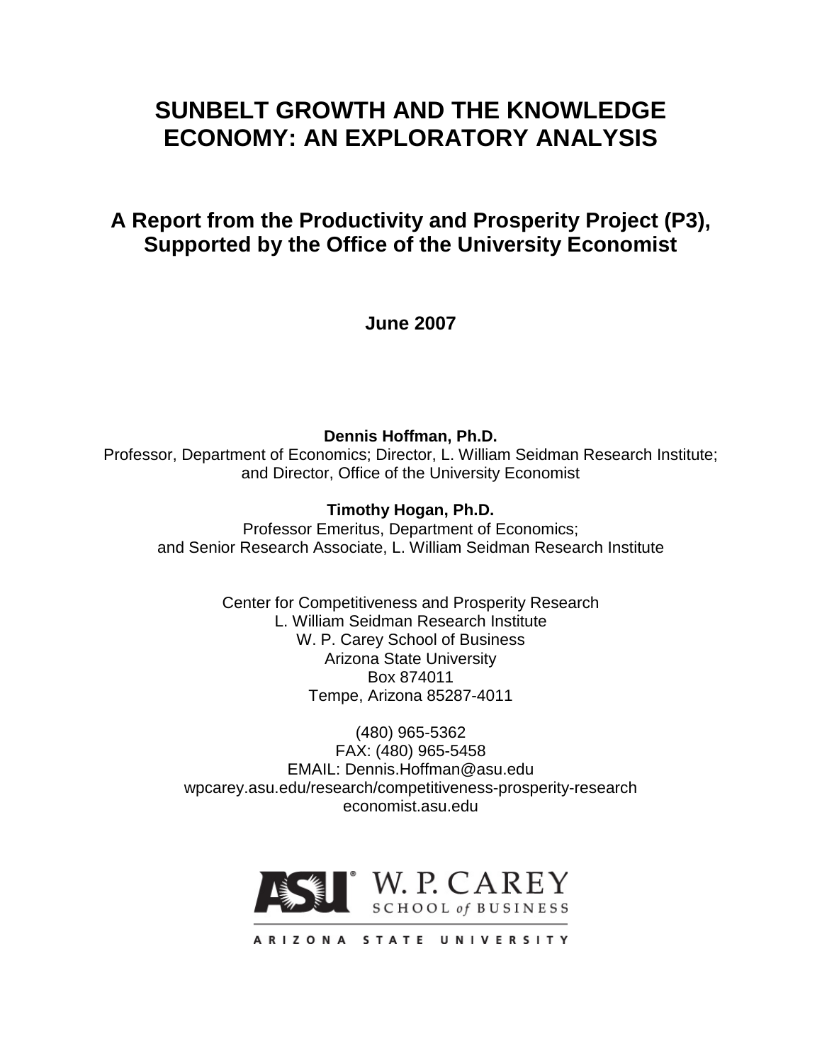# SUNBELT GROWTH AND THE KNOWLEDGE ECONOMY: AN EXPLORATORY ANALYSIS

## A Report from the Productivity and Prosperity Project (P3), Supported by the Office of the University Economist

**June 2007**

**Dennis Hoffman, Ph.D.**
Professor, Department of Economics; Director, L. William Seidman Research Institute; and Director, Office of the University Economist

**Timothy Hogan, Ph.D.**
Professor Emeritus, Department of Economics; and Senior Research Associate, L. William Seidman Research Institute

Center for Competitiveness and Prosperity Research
L. William Seidman Research Institute
W. P. Carey School of Business
Arizona State University
Box 874011
Tempe, Arizona 85287-4011

(480) 965-5362
FAX: (480) 965-5458
EMAIL: Dennis.Hoffman@asu.edu
wpcarey.asu.edu/research/competitiveness-prosperity-research
economist.asu.edu

ASU W. P. CAREY SCHOOL of BUSINESS
ARIZONA STATE UNIVERSITY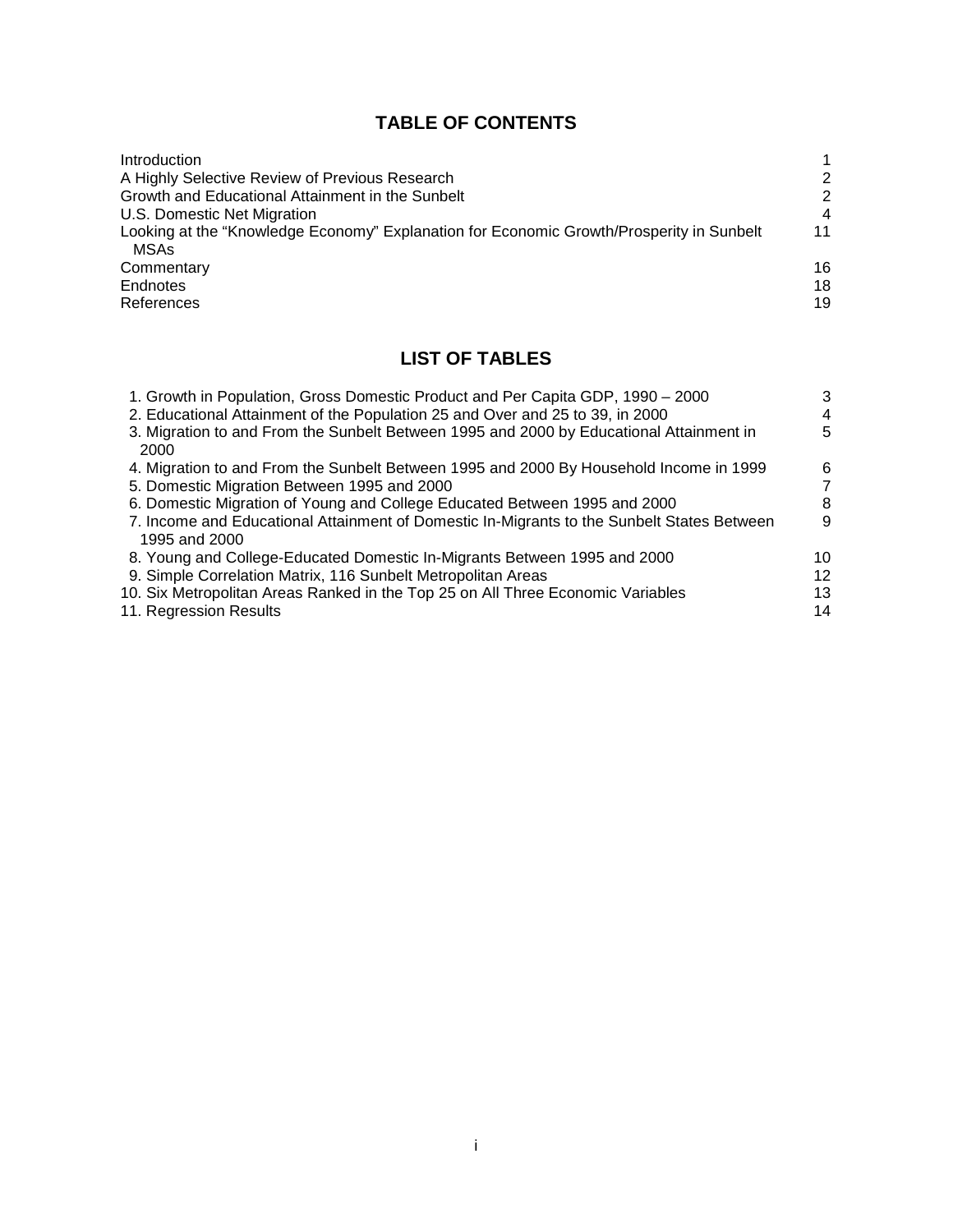## TABLE OF CONTENTS

| | |
|---|---|
| Introduction | 1 |
| A Highly Selective Review of Previous Research | 2 |
| Growth and Educational Attainment in the Sunbelt | 2 |
| U.S. Domestic Net Migration | 4 |
| Looking at the "Knowledge Economy" Explanation for Economic Growth/Prosperity in Sunbelt MSAs | 11 |
| Commentary | 16 |
| Endnotes | 18 |
| References | 19 |

## LIST OF TABLES

| | |
|---|---|
| 1. Growth in Population, Gross Domestic Product and Per Capita GDP, 1990 – 2000 | 3 |
| 2. Educational Attainment of the Population 25 and Over and 25 to 39, in 2000 | 4 |
| 3. Migration to and From the Sunbelt Between 1995 and 2000 by Educational Attainment in 2000 | 5 |
| 4. Migration to and From the Sunbelt Between 1995 and 2000 By Household Income in 1999 | 6 |
| 5. Domestic Migration Between 1995 and 2000 | 7 |
| 6. Domestic Migration of Young and College Educated Between 1995 and 2000 | 8 |
| 7. Income and Educational Attainment of Domestic In-Migrants to the Sunbelt States Between 1995 and 2000 | 9 |
| 8. Young and College-Educated Domestic In-Migrants Between 1995 and 2000 | 10 |
| 9. Simple Correlation Matrix, 116 Sunbelt Metropolitan Areas | 12 |
| 10. Six Metropolitan Areas Ranked in the Top 25 on All Three Economic Variables | 13 |
| 11. Regression Results | 14 |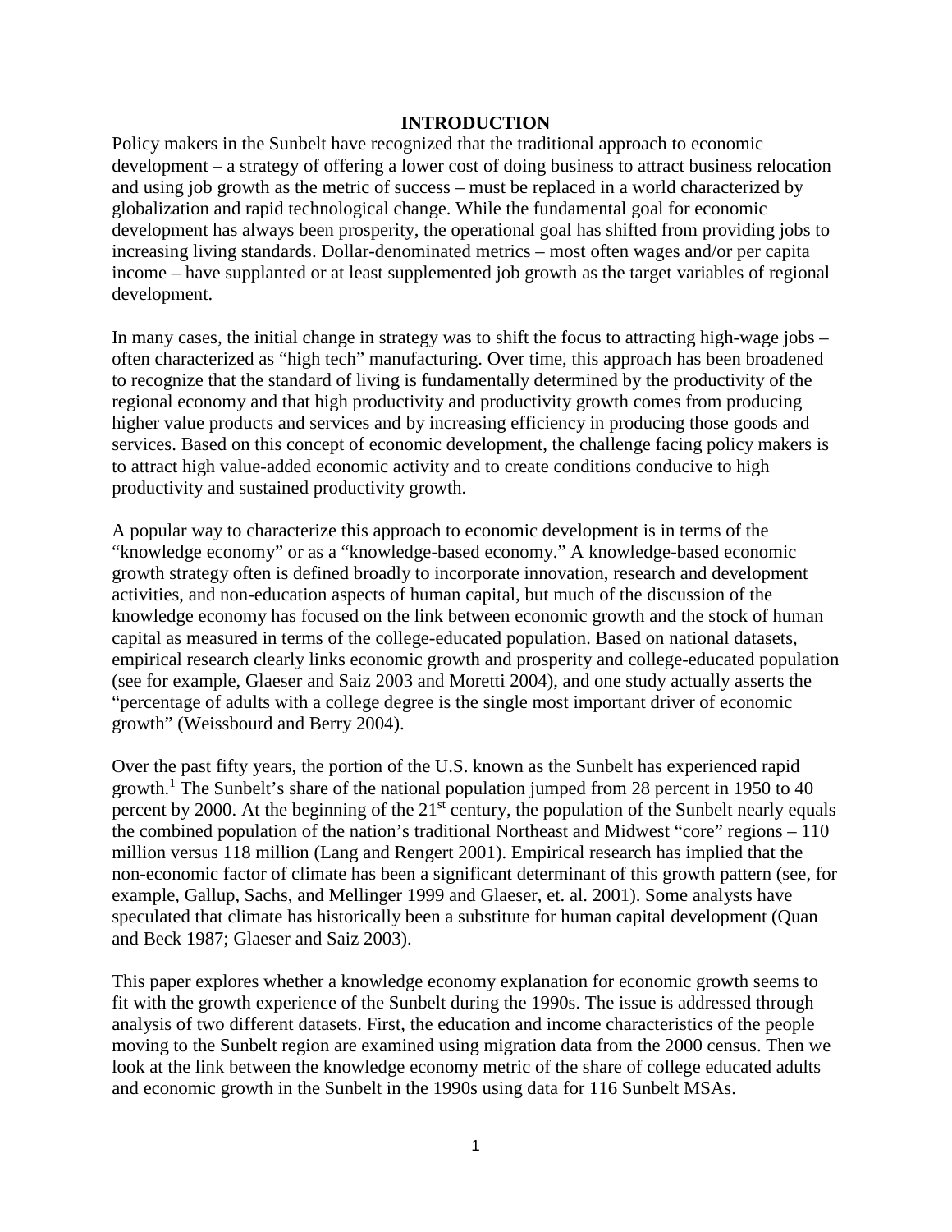# INTRODUCTION

Policy makers in the Sunbelt have recognized that the traditional approach to economic development – a strategy of offering a lower cost of doing business to attract business relocation and using job growth as the metric of success – must be replaced in a world characterized by globalization and rapid technological change. While the fundamental goal for economic development has always been prosperity, the operational goal has shifted from providing jobs to increasing living standards. Dollar-denominated metrics – most often wages and/or per capita income – have supplanted or at least supplemented job growth as the target variables of regional development.

In many cases, the initial change in strategy was to shift the focus to attracting high-wage jobs – often characterized as "high tech" manufacturing. Over time, this approach has been broadened to recognize that the standard of living is fundamentally determined by the productivity of the regional economy and that high productivity and productivity growth comes from producing higher value products and services and by increasing efficiency in producing those goods and services. Based on this concept of economic development, the challenge facing policy makers is to attract high value-added economic activity and to create conditions conducive to high productivity and sustained productivity growth.

A popular way to characterize this approach to economic development is in terms of the "knowledge economy" or as a "knowledge-based economy." A knowledge-based economic growth strategy often is defined broadly to incorporate innovation, research and development activities, and non-education aspects of human capital, but much of the discussion of the knowledge economy has focused on the link between economic growth and the stock of human capital as measured in terms of the college-educated population. Based on national datasets, empirical research clearly links economic growth and prosperity and college-educated population (see for example, Glaeser and Saiz 2003 and Moretti 2004), and one study actually asserts the "percentage of adults with a college degree is the single most important driver of economic growth" (Weissbourd and Berry 2004).

Over the past fifty years, the portion of the U.S. known as the Sunbelt has experienced rapid growth.[1] The Sunbelt's share of the national population jumped from 28 percent in 1950 to 40 percent by 2000. At the beginning of the 21st century, the population of the Sunbelt nearly equals the combined population of the nation's traditional Northeast and Midwest "core" regions – 110 million versus 118 million (Lang and Rengert 2001). Empirical research has implied that the non-economic factor of climate has been a significant determinant of this growth pattern (see, for example, Gallup, Sachs, and Mellinger 1999 and Glaeser, et. al. 2001). Some analysts have speculated that climate has historically been a substitute for human capital development (Quan and Beck 1987; Glaeser and Saiz 2003).

This paper explores whether a knowledge economy explanation for economic growth seems to fit with the growth experience of the Sunbelt during the 1990s. The issue is addressed through analysis of two different datasets. First, the education and income characteristics of the people moving to the Sunbelt region are examined using migration data from the 2000 census. Then we look at the link between the knowledge economy metric of the share of college educated adults and economic growth in the Sunbelt in the 1990s using data for 116 Sunbelt MSAs.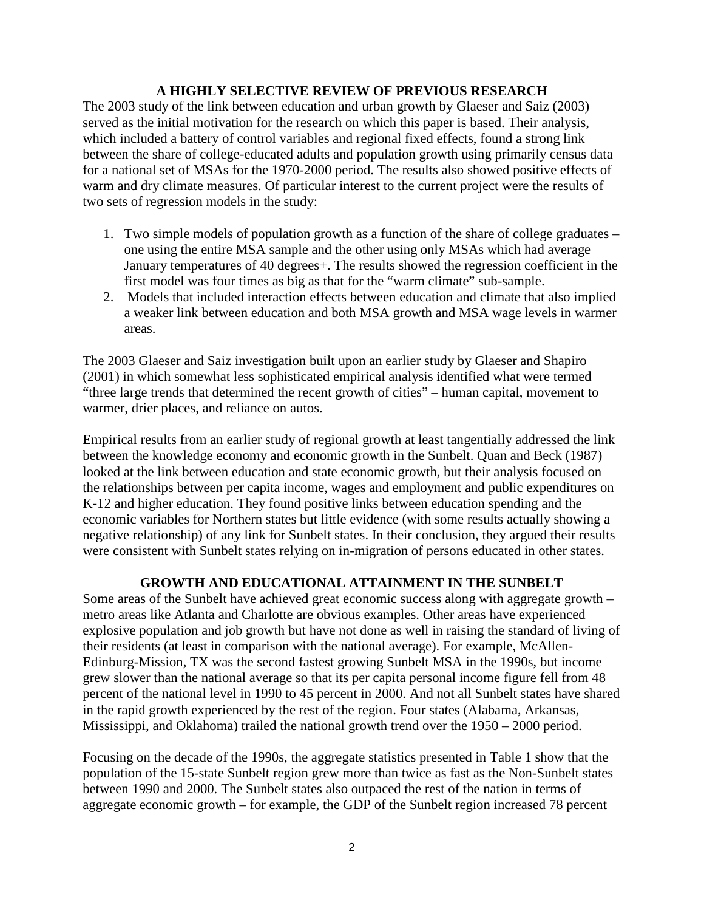## A HIGHLY SELECTIVE REVIEW OF PREVIOUS RESEARCH

The 2003 study of the link between education and urban growth by Glaeser and Saiz (2003) served as the initial motivation for the research on which this paper is based. Their analysis, which included a battery of control variables and regional fixed effects, found a strong link between the share of college-educated adults and population growth using primarily census data for a national set of MSAs for the 1970-2000 period. The results also showed positive effects of warm and dry climate measures. Of particular interest to the current project were the results of two sets of regression models in the study:

1. Two simple models of population growth as a function of the share of college graduates – one using the entire MSA sample and the other using only MSAs which had average January temperatures of 40 degrees+. The results showed the regression coefficient in the first model was four times as big as that for the "warm climate" sub-sample.
2. Models that included interaction effects between education and climate that also implied a weaker link between education and both MSA growth and MSA wage levels in warmer areas.

The 2003 Glaeser and Saiz investigation built upon an earlier study by Glaeser and Shapiro (2001) in which somewhat less sophisticated empirical analysis identified what were termed "three large trends that determined the recent growth of cities" – human capital, movement to warmer, drier places, and reliance on autos.

Empirical results from an earlier study of regional growth at least tangentially addressed the link between the knowledge economy and economic growth in the Sunbelt. Quan and Beck (1987) looked at the link between education and state economic growth, but their analysis focused on the relationships between per capita income, wages and employment and public expenditures on K-12 and higher education. They found positive links between education spending and the economic variables for Northern states but little evidence (with some results actually showing a negative relationship) of any link for Sunbelt states. In their conclusion, they argued their results were consistent with Sunbelt states relying on in-migration of persons educated in other states.

## GROWTH AND EDUCATIONAL ATTAINMENT IN THE SUNBELT

Some areas of the Sunbelt have achieved great economic success along with aggregate growth – metro areas like Atlanta and Charlotte are obvious examples. Other areas have experienced explosive population and job growth but have not done as well in raising the standard of living of their residents (at least in comparison with the national average). For example, McAllen-Edinburg-Mission, TX was the second fastest growing Sunbelt MSA in the 1990s, but income grew slower than the national average so that its per capita personal income figure fell from 48 percent of the national level in 1990 to 45 percent in 2000. And not all Sunbelt states have shared in the rapid growth experienced by the rest of the region. Four states (Alabama, Arkansas, Mississippi, and Oklahoma) trailed the national growth trend over the 1950 – 2000 period.

Focusing on the decade of the 1990s, the aggregate statistics presented in Table 1 show that the population of the 15-state Sunbelt region grew more than twice as fast as the Non-Sunbelt states between 1990 and 2000. The Sunbelt states also outpaced the rest of the nation in terms of aggregate economic growth – for example, the GDP of the Sunbelt region increased 78 percent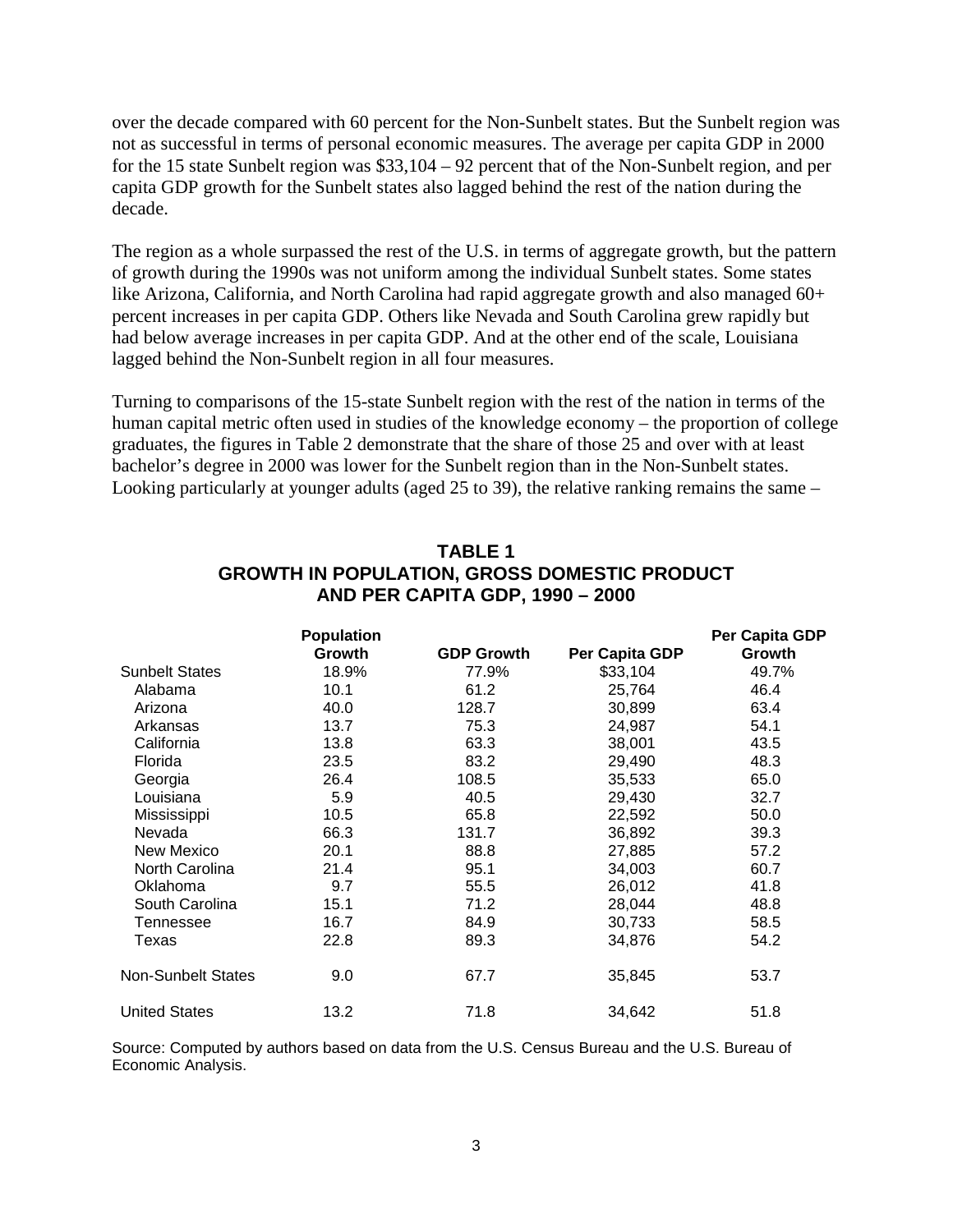over the decade compared with 60 percent for the Non-Sunbelt states. But the Sunbelt region was not as successful in terms of personal economic measures. The average per capita GDP in 2000 for the 15 state Sunbelt region was $33,104 – 92 percent that of the Non-Sunbelt region, and per capita GDP growth for the Sunbelt states also lagged behind the rest of the nation during the decade.

The region as a whole surpassed the rest of the U.S. in terms of aggregate growth, but the pattern of growth during the 1990s was not uniform among the individual Sunbelt states. Some states like Arizona, California, and North Carolina had rapid aggregate growth and also managed 60+ percent increases in per capita GDP. Others like Nevada and South Carolina grew rapidly but had below average increases in per capita GDP. And at the other end of the scale, Louisiana lagged behind the Non-Sunbelt region in all four measures.

Turning to comparisons of the 15-state Sunbelt region with the rest of the nation in terms of the human capital metric often used in studies of the knowledge economy – the proportion of college graduates, the figures in Table 2 demonstrate that the share of those 25 and over with at least bachelor's degree in 2000 was lower for the Sunbelt region than in the Non-Sunbelt states. Looking particularly at younger adults (aged 25 to 39), the relative ranking remains the same –

**TABLE 1**
**GROWTH IN POPULATION, GROSS DOMESTIC PRODUCT AND PER CAPITA GDP, 1990 – 2000**

| | Population Growth | GDP Growth | Per Capita GDP | Per Capita GDP Growth |
|---|---|---|---|---|
| Sunbelt States | 18.9% | 77.9% | $33,104 | 49.7% |
| Alabama | 10.1 | 61.2 | 25,764 | 46.4 |
| Arizona | 40.0 | 128.7 | 30,899 | 63.4 |
| Arkansas | 13.7 | 75.3 | 24,987 | 54.1 |
| California | 13.8 | 63.3 | 38,001 | 43.5 |
| Florida | 23.5 | 83.2 | 29,490 | 48.3 |
| Georgia | 26.4 | 108.5 | 35,533 | 65.0 |
| Louisiana | 5.9 | 40.5 | 29,430 | 32.7 |
| Mississippi | 10.5 | 65.8 | 22,592 | 50.0 |
| Nevada | 66.3 | 131.7 | 36,892 | 39.3 |
| New Mexico | 20.1 | 88.8 | 27,885 | 57.2 |
| North Carolina | 21.4 | 95.1 | 34,003 | 60.7 |
| Oklahoma | 9.7 | 55.5 | 26,012 | 41.8 |
| South Carolina | 15.1 | 71.2 | 28,044 | 48.8 |
| Tennessee | 16.7 | 84.9 | 30,733 | 58.5 |
| Texas | 22.8 | 89.3 | 34,876 | 54.2 |
| Non-Sunbelt States | 9.0 | 67.7 | 35,845 | 53.7 |
| United States | 13.2 | 71.8 | 34,642 | 51.8 |

Source: Computed by authors based on data from the U.S. Census Bureau and the U.S. Bureau of Economic Analysis.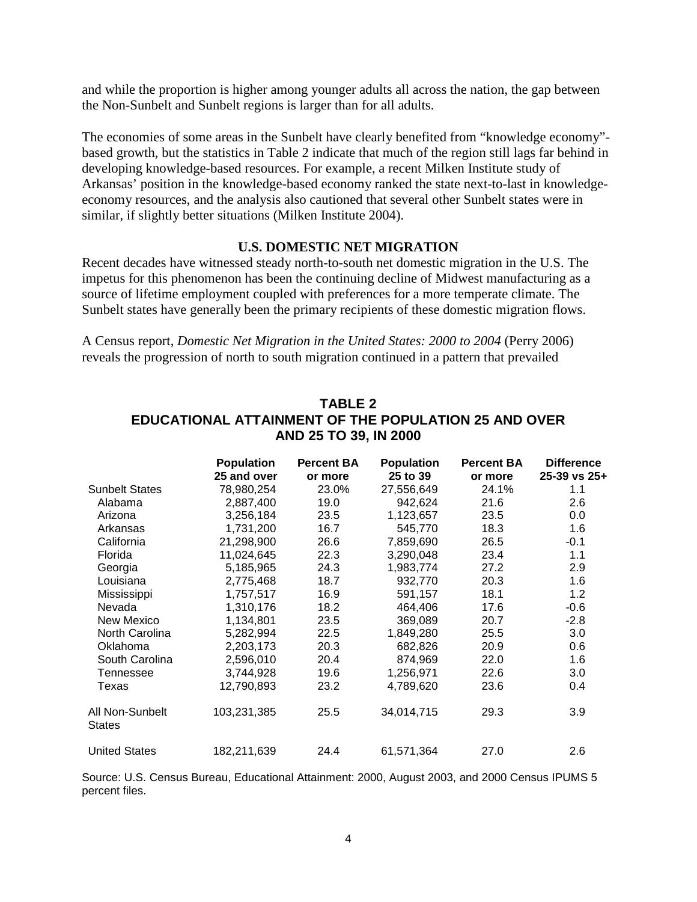and while the proportion is higher among younger adults all across the nation, the gap between the Non-Sunbelt and Sunbelt regions is larger than for all adults.

The economies of some areas in the Sunbelt have clearly benefited from "knowledge economy"-based growth, but the statistics in Table 2 indicate that much of the region still lags far behind in developing knowledge-based resources. For example, a recent Milken Institute study of Arkansas' position in the knowledge-based economy ranked the state next-to-last in knowledge-economy resources, and the analysis also cautioned that several other Sunbelt states were in similar, if slightly better situations (Milken Institute 2004).

## U.S. DOMESTIC NET MIGRATION

Recent decades have witnessed steady north-to-south net domestic migration in the U.S. The impetus for this phenomenon has been the continuing decline of Midwest manufacturing as a source of lifetime employment coupled with preferences for a more temperate climate. The Sunbelt states have generally been the primary recipients of these domestic migration flows.

A Census report, *Domestic Net Migration in the United States: 2000 to 2004* (Perry 2006) reveals the progression of north to south migration continued in a pattern that prevailed

**TABLE 2**
**EDUCATIONAL ATTAINMENT OF THE POPULATION 25 AND OVER AND 25 TO 39, IN 2000**

| | Population 25 and over | Percent BA or more | Population 25 to 39 | Percent BA or more | Difference 25-39 vs 25+ |
|---|---|---|---|---|---|
| Sunbelt States | 78,980,254 | 23.0% | 27,556,649 | 24.1% | 1.1 |
| Alabama | 2,887,400 | 19.0 | 942,624 | 21.6 | 2.6 |
| Arizona | 3,256,184 | 23.5 | 1,123,657 | 23.5 | 0.0 |
| Arkansas | 1,731,200 | 16.7 | 545,770 | 18.3 | 1.6 |
| California | 21,298,900 | 26.6 | 7,859,690 | 26.5 | -0.1 |
| Florida | 11,024,645 | 22.3 | 3,290,048 | 23.4 | 1.1 |
| Georgia | 5,185,965 | 24.3 | 1,983,774 | 27.2 | 2.9 |
| Louisiana | 2,775,468 | 18.7 | 932,770 | 20.3 | 1.6 |
| Mississippi | 1,757,517 | 16.9 | 591,157 | 18.1 | 1.2 |
| Nevada | 1,310,176 | 18.2 | 464,406 | 17.6 | -0.6 |
| New Mexico | 1,134,801 | 23.5 | 369,089 | 20.7 | -2.8 |
| North Carolina | 5,282,994 | 22.5 | 1,849,280 | 25.5 | 3.0 |
| Oklahoma | 2,203,173 | 20.3 | 682,826 | 20.9 | 0.6 |
| South Carolina | 2,596,010 | 20.4 | 874,969 | 22.0 | 1.6 |
| Tennessee | 3,744,928 | 19.6 | 1,256,971 | 22.6 | 3.0 |
| Texas | 12,790,893 | 23.2 | 4,789,620 | 23.6 | 0.4 |
| All Non-Sunbelt States | 103,231,385 | 25.5 | 34,014,715 | 29.3 | 3.9 |
| United States | 182,211,639 | 24.4 | 61,571,364 | 27.0 | 2.6 |

Source: U.S. Census Bureau, Educational Attainment: 2000, August 2003, and 2000 Census IPUMS 5 percent files.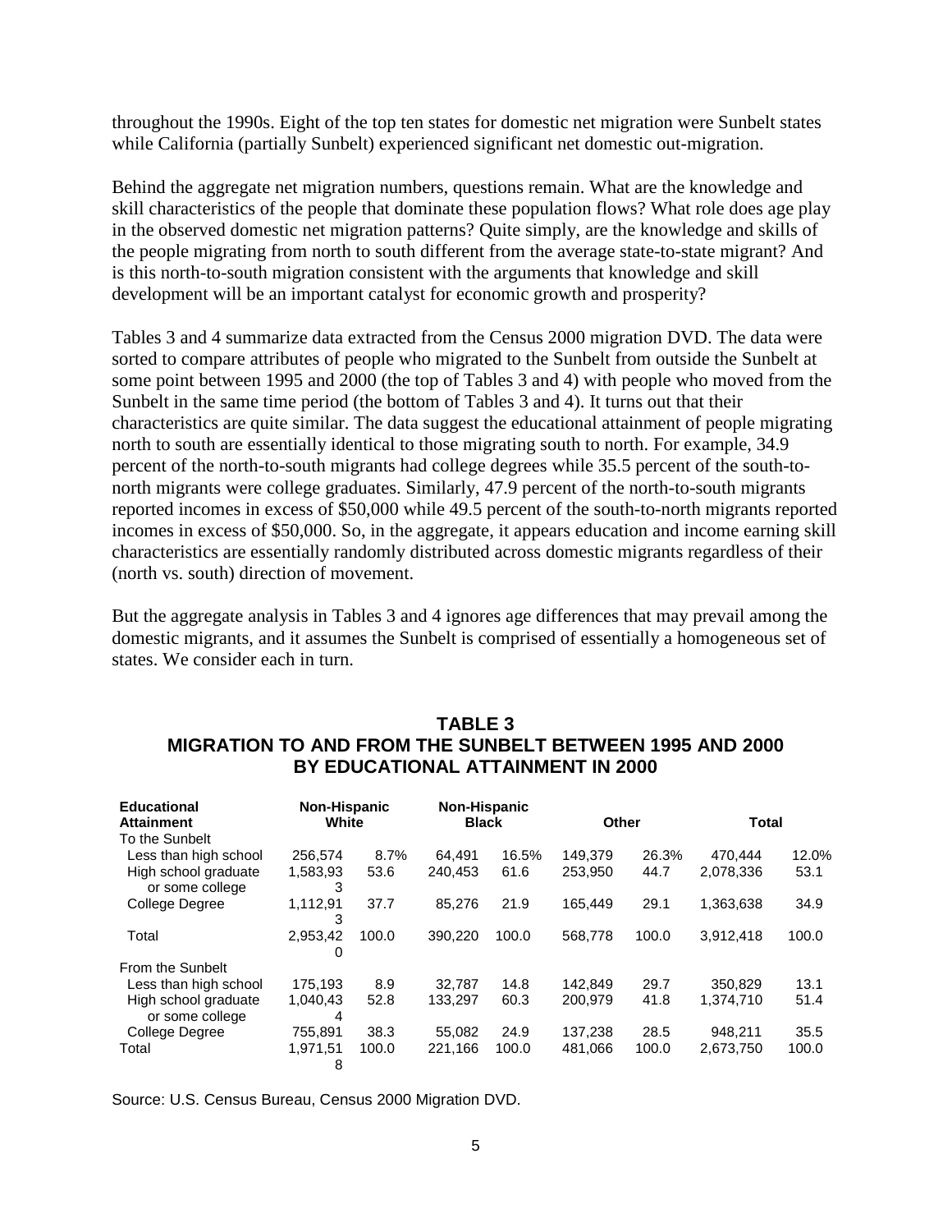throughout the 1990s. Eight of the top ten states for domestic net migration were Sunbelt states while California (partially Sunbelt) experienced significant net domestic out-migration.

Behind the aggregate net migration numbers, questions remain. What are the knowledge and skill characteristics of the people that dominate these population flows? What role does age play in the observed domestic net migration patterns? Quite simply, are the knowledge and skills of the people migrating from north to south different from the average state-to-state migrant? And is this north-to-south migration consistent with the arguments that knowledge and skill development will be an important catalyst for economic growth and prosperity?

Tables 3 and 4 summarize data extracted from the Census 2000 migration DVD. The data were sorted to compare attributes of people who migrated to the Sunbelt from outside the Sunbelt at some point between 1995 and 2000 (the top of Tables 3 and 4) with people who moved from the Sunbelt in the same time period (the bottom of Tables 3 and 4). It turns out that their characteristics are quite similar. The data suggest the educational attainment of people migrating north to south are essentially identical to those migrating south to north. For example, 34.9 percent of the north-to-south migrants had college degrees while 35.5 percent of the south-to-north migrants were college graduates. Similarly, 47.9 percent of the north-to-south migrants reported incomes in excess of $50,000 while 49.5 percent of the south-to-north migrants reported incomes in excess of $50,000. So, in the aggregate, it appears education and income earning skill characteristics are essentially randomly distributed across domestic migrants regardless of their (north vs. south) direction of movement.

But the aggregate analysis in Tables 3 and 4 ignores age differences that may prevail among the domestic migrants, and it assumes the Sunbelt is comprised of essentially a homogeneous set of states. We consider each in turn.

## TABLE 3
## MIGRATION TO AND FROM THE SUNBELT BETWEEN 1995 AND 2000 BY EDUCATIONAL ATTAINMENT IN 2000

| Educational Attainment | Non-Hispanic White | | Non-Hispanic Black | | Other | | Total | |
|---|---|---|---|---|---|---|---|---|
| To the Sunbelt | | | | | | | | |
| Less than high school | 256,574 | 8.7% | 64,491 | 16.5% | 149,379 | 26.3% | 470,444 | 12.0% |
| High school graduate or some college | 1,583,933 | 53.6 | 240,453 | 61.6 | 253,950 | 44.7 | 2,078,336 | 53.1 |
| College Degree | 1,112,913 | 37.7 | 85,276 | 21.9 | 165,449 | 29.1 | 1,363,638 | 34.9 |
| Total | 2,953,420 | 100.0 | 390,220 | 100.0 | 568,778 | 100.0 | 3,912,418 | 100.0 |
| From the Sunbelt | | | | | | | | |
| Less than high school | 175,193 | 8.9 | 32,787 | 14.8 | 142,849 | 29.7 | 350,829 | 13.1 |
| High school graduate or some college | 1,040,434 | 52.8 | 133,297 | 60.3 | 200,979 | 41.8 | 1,374,710 | 51.4 |
| College Degree | 755,891 | 38.3 | 55,082 | 24.9 | 137,238 | 28.5 | 948,211 | 35.5 |
| Total | 1,971,518 | 100.0 | 221,166 | 100.0 | 481,066 | 100.0 | 2,673,750 | 100.0 |

Source: U.S. Census Bureau, Census 2000 Migration DVD.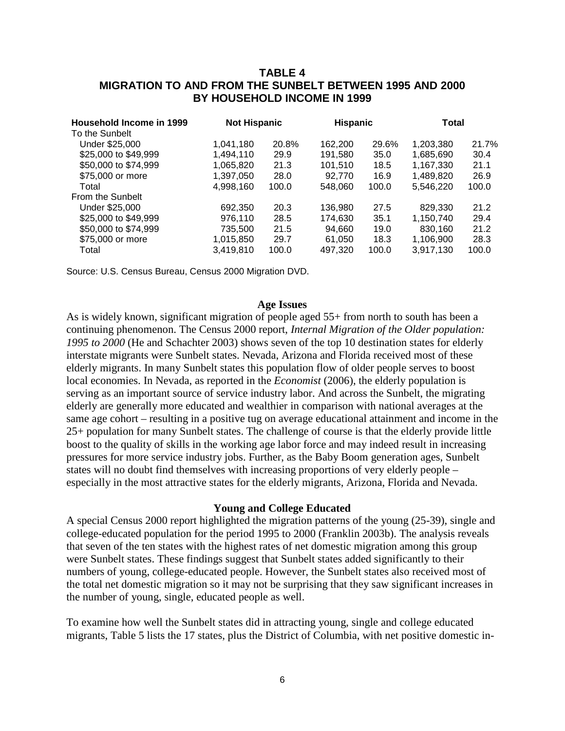**TABLE 4**
**MIGRATION TO AND FROM THE SUNBELT BETWEEN 1995 AND 2000 BY HOUSEHOLD INCOME IN 1999**

| Household Income in 1999 | Not Hispanic | | Hispanic | | Total | |
|---|---|---|---|---|---|---|
| To the Sunbelt | | | | | | |
| Under $25,000 | 1,041,180 | 20.8% | 162,200 | 29.6% | 1,203,380 | 21.7% |
| $25,000 to $49,999 | 1,494,110 | 29.9 | 191,580 | 35.0 | 1,685,690 | 30.4 |
| $50,000 to $74,999 | 1,065,820 | 21.3 | 101,510 | 18.5 | 1,167,330 | 21.1 |
| $75,000 or more | 1,397,050 | 28.0 | 92,770 | 16.9 | 1,489,820 | 26.9 |
| Total | 4,998,160 | 100.0 | 548,060 | 100.0 | 5,546,220 | 100.0 |
| From the Sunbelt | | | | | | |
| Under $25,000 | 692,350 | 20.3 | 136,980 | 27.5 | 829,330 | 21.2 |
| $25,000 to $49,999 | 976,110 | 28.5 | 174,630 | 35.1 | 1,150,740 | 29.4 |
| $50,000 to $74,999 | 735,500 | 21.5 | 94,660 | 19.0 | 830,160 | 21.2 |
| $75,000 or more | 1,015,850 | 29.7 | 61,050 | 18.3 | 1,106,900 | 28.3 |
| Total | 3,419,810 | 100.0 | 497,320 | 100.0 | 3,917,130 | 100.0 |

Source: U.S. Census Bureau, Census 2000 Migration DVD.

### Age Issues

As is widely known, significant migration of people aged 55+ from north to south has been a continuing phenomenon. The Census 2000 report, *Internal Migration of the Older population: 1995 to 2000* (He and Schachter 2003) shows seven of the top 10 destination states for elderly interstate migrants were Sunbelt states. Nevada, Arizona and Florida received most of these elderly migrants. In many Sunbelt states this population flow of older people serves to boost local economies. In Nevada, as reported in the *Economist* (2006), the elderly population is serving as an important source of service industry labor. And across the Sunbelt, the migrating elderly are generally more educated and wealthier in comparison with national averages at the same age cohort – resulting in a positive tug on average educational attainment and income in the 25+ population for many Sunbelt states. The challenge of course is that the elderly provide little boost to the quality of skills in the working age labor force and may indeed result in increasing pressures for more service industry jobs. Further, as the Baby Boom generation ages, Sunbelt states will no doubt find themselves with increasing proportions of very elderly people – especially in the most attractive states for the elderly migrants, Arizona, Florida and Nevada.

### Young and College Educated

A special Census 2000 report highlighted the migration patterns of the young (25-39), single and college-educated population for the period 1995 to 2000 (Franklin 2003b). The analysis reveals that seven of the ten states with the highest rates of net domestic migration among this group were Sunbelt states. These findings suggest that Sunbelt states added significantly to their numbers of young, college-educated people. However, the Sunbelt states also received most of the total net domestic migration so it may not be surprising that they saw significant increases in the number of young, single, educated people as well.

To examine how well the Sunbelt states did in attracting young, single and college educated migrants, Table 5 lists the 17 states, plus the District of Columbia, with net positive domestic in-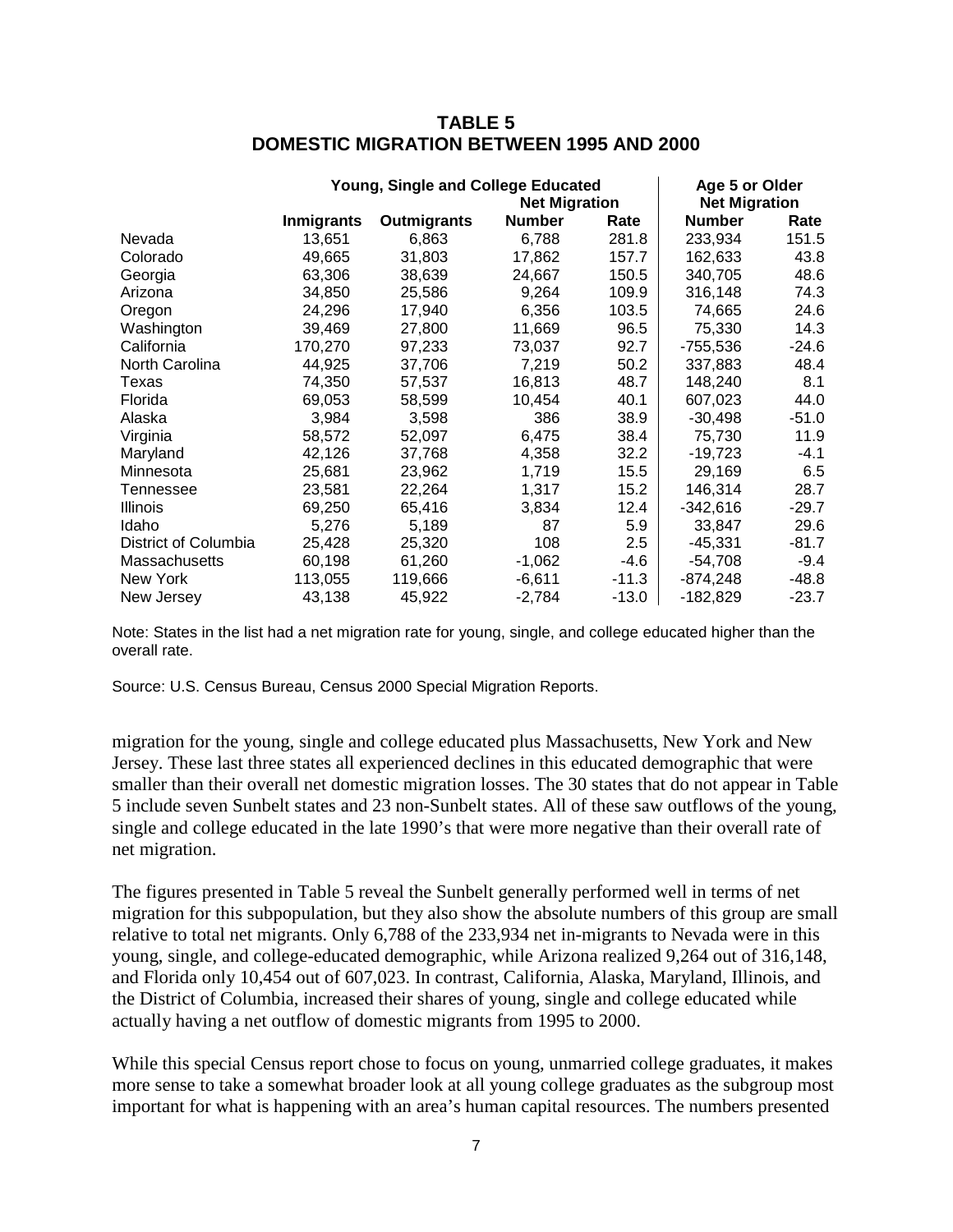## TABLE 5
## DOMESTIC MIGRATION BETWEEN 1995 AND 2000

| | Young, Single and College Educated | | | | Age 5 or Older | |
|---|---|---|---|---|---|---|
| | | | Net Migration | | Net Migration | |
| | **Inmigrants** | **Outmigrants** | **Number** | **Rate** | **Number** | **Rate** |
| Nevada | 13,651 | 6,863 | 6,788 | 281.8 | 233,934 | 151.5 |
| Colorado | 49,665 | 31,803 | 17,862 | 157.7 | 162,633 | 43.8 |
| Georgia | 63,306 | 38,639 | 24,667 | 150.5 | 340,705 | 48.6 |
| Arizona | 34,850 | 25,586 | 9,264 | 109.9 | 316,148 | 74.3 |
| Oregon | 24,296 | 17,940 | 6,356 | 103.5 | 74,665 | 24.6 |
| Washington | 39,469 | 27,800 | 11,669 | 96.5 | 75,330 | 14.3 |
| California | 170,270 | 97,233 | 73,037 | 92.7 | -755,536 | -24.6 |
| North Carolina | 44,925 | 37,706 | 7,219 | 50.2 | 337,883 | 48.4 |
| Texas | 74,350 | 57,537 | 16,813 | 48.7 | 148,240 | 8.1 |
| Florida | 69,053 | 58,599 | 10,454 | 40.1 | 607,023 | 44.0 |
| Alaska | 3,984 | 3,598 | 386 | 38.9 | -30,498 | -51.0 |
| Virginia | 58,572 | 52,097 | 6,475 | 38.4 | 75,730 | 11.9 |
| Maryland | 42,126 | 37,768 | 4,358 | 32.2 | -19,723 | -4.1 |
| Minnesota | 25,681 | 23,962 | 1,719 | 15.5 | 29,169 | 6.5 |
| Tennessee | 23,581 | 22,264 | 1,317 | 15.2 | 146,314 | 28.7 |
| Illinois | 69,250 | 65,416 | 3,834 | 12.4 | -342,616 | -29.7 |
| Idaho | 5,276 | 5,189 | 87 | 5.9 | 33,847 | 29.6 |
| District of Columbia | 25,428 | 25,320 | 108 | 2.5 | -45,331 | -81.7 |
| Massachusetts | 60,198 | 61,260 | -1,062 | -4.6 | -54,708 | -9.4 |
| New York | 113,055 | 119,666 | -6,611 | -11.3 | -874,248 | -48.8 |
| New Jersey | 43,138 | 45,922 | -2,784 | -13.0 | -182,829 | -23.7 |

Note: States in the list had a net migration rate for young, single, and college educated higher than the overall rate.

Source: U.S. Census Bureau, Census 2000 Special Migration Reports.

migration for the young, single and college educated plus Massachusetts, New York and New Jersey. These last three states all experienced declines in this educated demographic that were smaller than their overall net domestic migration losses. The 30 states that do not appear in Table 5 include seven Sunbelt states and 23 non-Sunbelt states. All of these saw outflows of the young, single and college educated in the late 1990's that were more negative than their overall rate of net migration.

The figures presented in Table 5 reveal the Sunbelt generally performed well in terms of net migration for this subpopulation, but they also show the absolute numbers of this group are small relative to total net migrants. Only 6,788 of the 233,934 net in-migrants to Nevada were in this young, single, and college-educated demographic, while Arizona realized 9,264 out of 316,148, and Florida only 10,454 out of 607,023. In contrast, California, Alaska, Maryland, Illinois, and the District of Columbia, increased their shares of young, single and college educated while actually having a net outflow of domestic migrants from 1995 to 2000.

While this special Census report chose to focus on young, unmarried college graduates, it makes more sense to take a somewhat broader look at all young college graduates as the subgroup most important for what is happening with an area's human capital resources. The numbers presented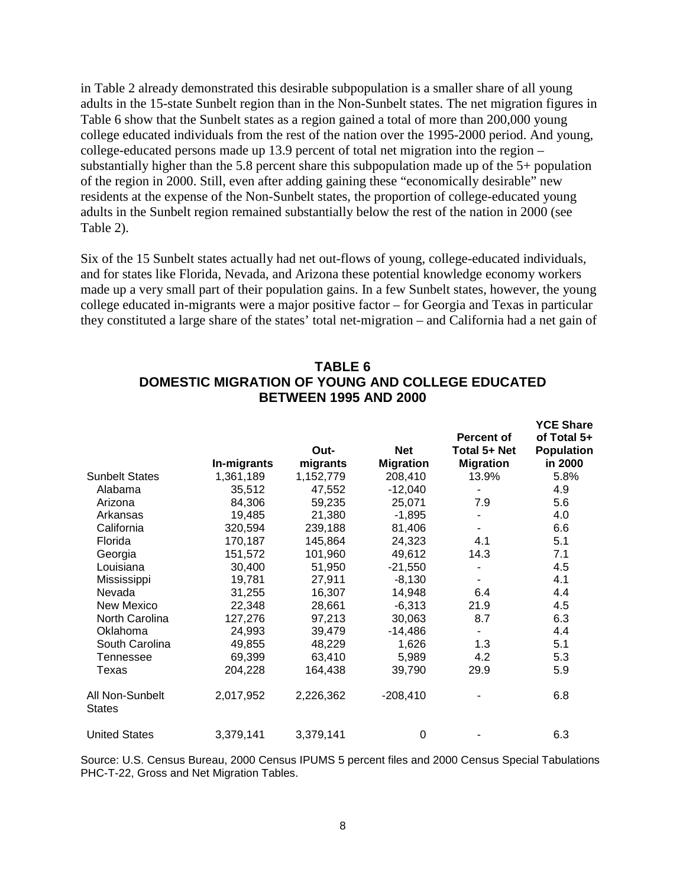in Table 2 already demonstrated this desirable subpopulation is a smaller share of all young adults in the 15-state Sunbelt region than in the Non-Sunbelt states. The net migration figures in Table 6 show that the Sunbelt states as a region gained a total of more than 200,000 young college educated individuals from the rest of the nation over the 1995-2000 period. And young, college-educated persons made up 13.9 percent of total net migration into the region – substantially higher than the 5.8 percent share this subpopulation made up of the 5+ population of the region in 2000. Still, even after adding gaining these "economically desirable" new residents at the expense of the Non-Sunbelt states, the proportion of college-educated young adults in the Sunbelt region remained substantially below the rest of the nation in 2000 (see Table 2).

Six of the 15 Sunbelt states actually had net out-flows of young, college-educated individuals, and for states like Florida, Nevada, and Arizona these potential knowledge economy workers made up a very small part of their population gains. In a few Sunbelt states, however, the young college educated in-migrants were a major positive factor – for Georgia and Texas in particular they constituted a large share of the states' total net-migration – and California had a net gain of

**TABLE 6**
**DOMESTIC MIGRATION OF YOUNG AND COLLEGE EDUCATED BETWEEN 1995 AND 2000**

| | In-migrants | Out-migrants | Net Migration | Percent of Total 5+ Net Migration | YCE Share of Total 5+ Population in 2000 |
|---|---|---|---|---|---|
| Sunbelt States | 1,361,189 | 1,152,779 | 208,410 | 13.9% | 5.8% |
| Alabama | 35,512 | 47,552 | -12,040 | - | 4.9 |
| Arizona | 84,306 | 59,235 | 25,071 | 7.9 | 5.6 |
| Arkansas | 19,485 | 21,380 | -1,895 | - | 4.0 |
| California | 320,594 | 239,188 | 81,406 | - | 6.6 |
| Florida | 170,187 | 145,864 | 24,323 | 4.1 | 5.1 |
| Georgia | 151,572 | 101,960 | 49,612 | 14.3 | 7.1 |
| Louisiana | 30,400 | 51,950 | -21,550 | - | 4.5 |
| Mississippi | 19,781 | 27,911 | -8,130 | - | 4.1 |
| Nevada | 31,255 | 16,307 | 14,948 | 6.4 | 4.4 |
| New Mexico | 22,348 | 28,661 | -6,313 | 21.9 | 4.5 |
| North Carolina | 127,276 | 97,213 | 30,063 | 8.7 | 6.3 |
| Oklahoma | 24,993 | 39,479 | -14,486 | - | 4.4 |
| South Carolina | 49,855 | 48,229 | 1,626 | 1.3 | 5.1 |
| Tennessee | 69,399 | 63,410 | 5,989 | 4.2 | 5.3 |
| Texas | 204,228 | 164,438 | 39,790 | 29.9 | 5.9 |
| All Non-Sunbelt States | 2,017,952 | 2,226,362 | -208,410 | - | 6.8 |
| United States | 3,379,141 | 3,379,141 | 0 | - | 6.3 |

Source: U.S. Census Bureau, 2000 Census IPUMS 5 percent files and 2000 Census Special Tabulations PHC-T-22, Gross and Net Migration Tables.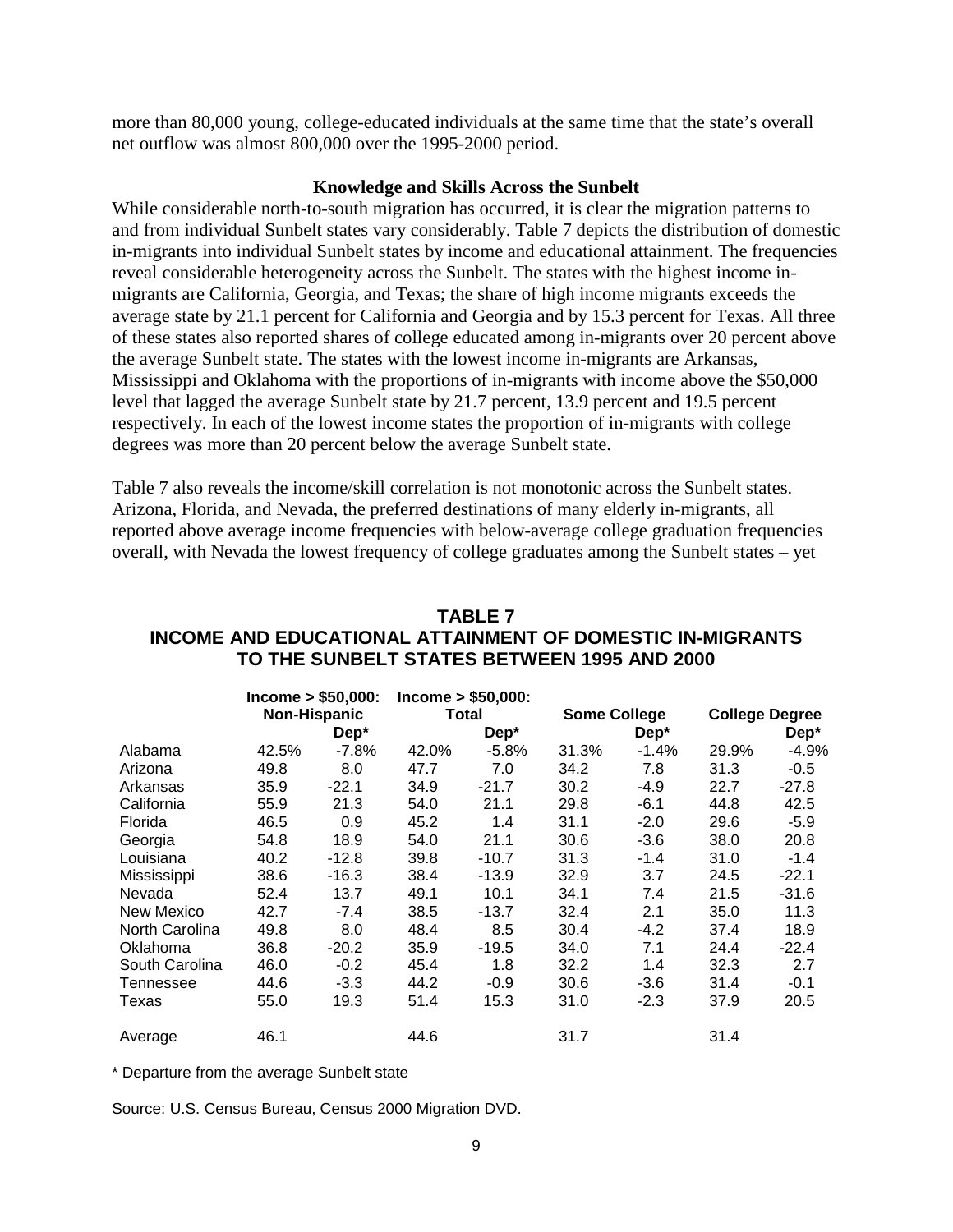more than 80,000 young, college-educated individuals at the same time that the state's overall net outflow was almost 800,000 over the 1995-2000 period.

### Knowledge and Skills Across the Sunbelt

While considerable north-to-south migration has occurred, it is clear the migration patterns to and from individual Sunbelt states vary considerably. Table 7 depicts the distribution of domestic in-migrants into individual Sunbelt states by income and educational attainment. The frequencies reveal considerable heterogeneity across the Sunbelt. The states with the highest income in-migrants are California, Georgia, and Texas; the share of high income migrants exceeds the average state by 21.1 percent for California and Georgia and by 15.3 percent for Texas. All three of these states also reported shares of college educated among in-migrants over 20 percent above the average Sunbelt state. The states with the lowest income in-migrants are Arkansas, Mississippi and Oklahoma with the proportions of in-migrants with income above the $50,000 level that lagged the average Sunbelt state by 21.7 percent, 13.9 percent and 19.5 percent respectively. In each of the lowest income states the proportion of in-migrants with college degrees was more than 20 percent below the average Sunbelt state.

Table 7 also reveals the income/skill correlation is not monotonic across the Sunbelt states. Arizona, Florida, and Nevada, the preferred destinations of many elderly in-migrants, all reported above average income frequencies with below-average college graduation frequencies overall, with Nevada the lowest frequency of college graduates among the Sunbelt states – yet

**TABLE 7**
**INCOME AND EDUCATIONAL ATTAINMENT OF DOMESTIC IN-MIGRANTS TO THE SUNBELT STATES BETWEEN 1995 AND 2000**

| | Income > $50,000: Non-Hispanic | | Income > $50,000: Total | | Some College | | College Degree | |
|---|---|---|---|---|---|---|---|---|
| | | Dep* | | Dep* | | Dep* | | Dep* |
| Alabama | 42.5% | -7.8% | 42.0% | -5.8% | 31.3% | -1.4% | 29.9% | -4.9% |
| Arizona | 49.8 | 8.0 | 47.7 | 7.0 | 34.2 | 7.8 | 31.3 | -0.5 |
| Arkansas | 35.9 | -22.1 | 34.9 | -21.7 | 30.2 | -4.9 | 22.7 | -27.8 |
| California | 55.9 | 21.3 | 54.0 | 21.1 | 29.8 | -6.1 | 44.8 | 42.5 |
| Florida | 46.5 | 0.9 | 45.2 | 1.4 | 31.1 | -2.0 | 29.6 | -5.9 |
| Georgia | 54.8 | 18.9 | 54.0 | 21.1 | 30.6 | -3.6 | 38.0 | 20.8 |
| Louisiana | 40.2 | -12.8 | 39.8 | -10.7 | 31.3 | -1.4 | 31.0 | -1.4 |
| Mississippi | 38.6 | -16.3 | 38.4 | -13.9 | 32.9 | 3.7 | 24.5 | -22.1 |
| Nevada | 52.4 | 13.7 | 49.1 | 10.1 | 34.1 | 7.4 | 21.5 | -31.6 |
| New Mexico | 42.7 | -7.4 | 38.5 | -13.7 | 32.4 | 2.1 | 35.0 | 11.3 |
| North Carolina | 49.8 | 8.0 | 48.4 | 8.5 | 30.4 | -4.2 | 37.4 | 18.9 |
| Oklahoma | 36.8 | -20.2 | 35.9 | -19.5 | 34.0 | 7.1 | 24.4 | -22.4 |
| South Carolina | 46.0 | -0.2 | 45.4 | 1.8 | 32.2 | 1.4 | 32.3 | 2.7 |
| Tennessee | 44.6 | -3.3 | 44.2 | -0.9 | 30.6 | -3.6 | 31.4 | -0.1 |
| Texas | 55.0 | 19.3 | 51.4 | 15.3 | 31.0 | -2.3 | 37.9 | 20.5 |
| Average | 46.1 | | 44.6 | | 31.7 | | 31.4 | |

\* Departure from the average Sunbelt state

Source: U.S. Census Bureau, Census 2000 Migration DVD.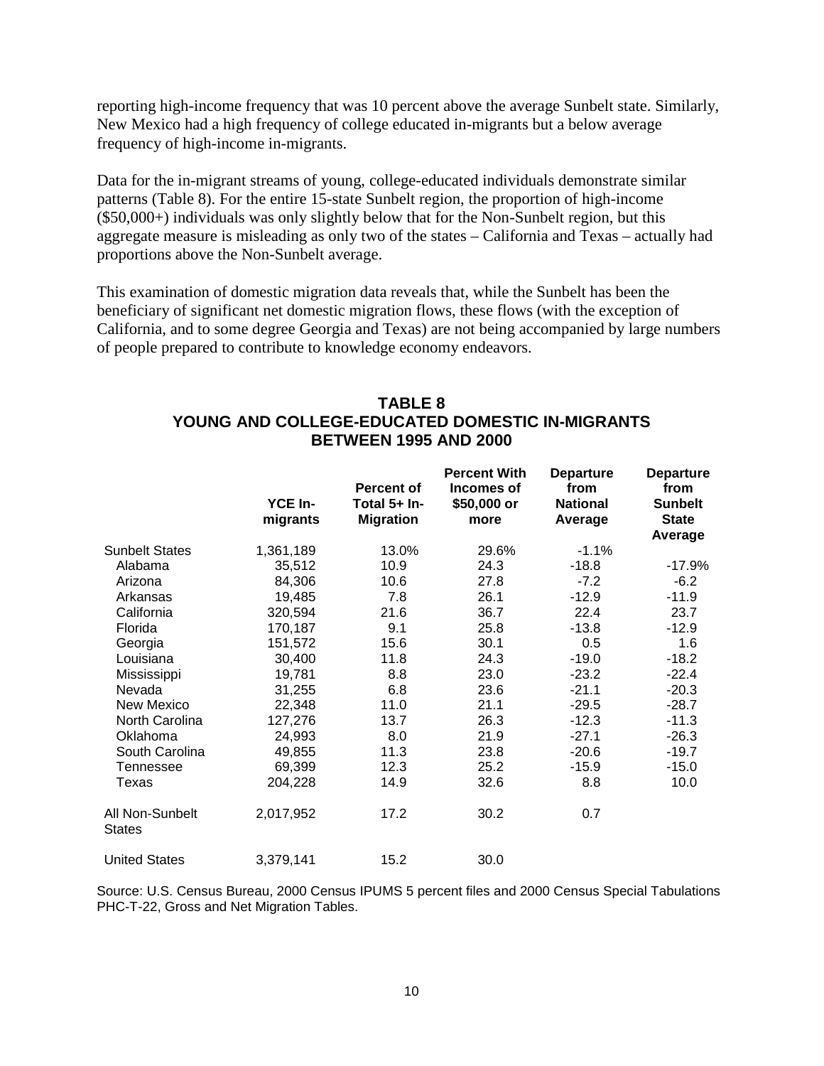reporting high-income frequency that was 10 percent above the average Sunbelt state. Similarly, New Mexico had a high frequency of college educated in-migrants but a below average frequency of high-income in-migrants.

Data for the in-migrant streams of young, college-educated individuals demonstrate similar patterns (Table 8). For the entire 15-state Sunbelt region, the proportion of high-income ($50,000+) individuals was only slightly below that for the Non-Sunbelt region, but this aggregate measure is misleading as only two of the states – California and Texas – actually had proportions above the Non-Sunbelt average.

This examination of domestic migration data reveals that, while the Sunbelt has been the beneficiary of significant net domestic migration flows, these flows (with the exception of California, and to some degree Georgia and Texas) are not being accompanied by large numbers of people prepared to contribute to knowledge economy endeavors.

## TABLE 8
## YOUNG AND COLLEGE-EDUCATED DOMESTIC IN-MIGRANTS BETWEEN 1995 AND 2000

| | YCE In-migrants | Percent of Total 5+ In-Migration | Percent With Incomes of $50,000 or more | Departure from National Average | Departure from Sunbelt State Average |
|---|---|---|---|---|---|
| Sunbelt States | 1,361,189 | 13.0% | 29.6% | -1.1% | |
| Alabama | 35,512 | 10.9 | 24.3 | -18.8 | -17.9% |
| Arizona | 84,306 | 10.6 | 27.8 | -7.2 | -6.2 |
| Arkansas | 19,485 | 7.8 | 26.1 | -12.9 | -11.9 |
| California | 320,594 | 21.6 | 36.7 | 22.4 | 23.7 |
| Florida | 170,187 | 9.1 | 25.8 | -13.8 | -12.9 |
| Georgia | 151,572 | 15.6 | 30.1 | 0.5 | 1.6 |
| Louisiana | 30,400 | 11.8 | 24.3 | -19.0 | -18.2 |
| Mississippi | 19,781 | 8.8 | 23.0 | -23.2 | -22.4 |
| Nevada | 31,255 | 6.8 | 23.6 | -21.1 | -20.3 |
| New Mexico | 22,348 | 11.0 | 21.1 | -29.5 | -28.7 |
| North Carolina | 127,276 | 13.7 | 26.3 | -12.3 | -11.3 |
| Oklahoma | 24,993 | 8.0 | 21.9 | -27.1 | -26.3 |
| South Carolina | 49,855 | 11.3 | 23.8 | -20.6 | -19.7 |
| Tennessee | 69,399 | 12.3 | 25.2 | -15.9 | -15.0 |
| Texas | 204,228 | 14.9 | 32.6 | 8.8 | 10.0 |
| All Non-Sunbelt States | 2,017,952 | 17.2 | 30.2 | 0.7 | |
| United States | 3,379,141 | 15.2 | 30.0 | | |

Source: U.S. Census Bureau, 2000 Census IPUMS 5 percent files and 2000 Census Special Tabulations PHC-T-22, Gross and Net Migration Tables.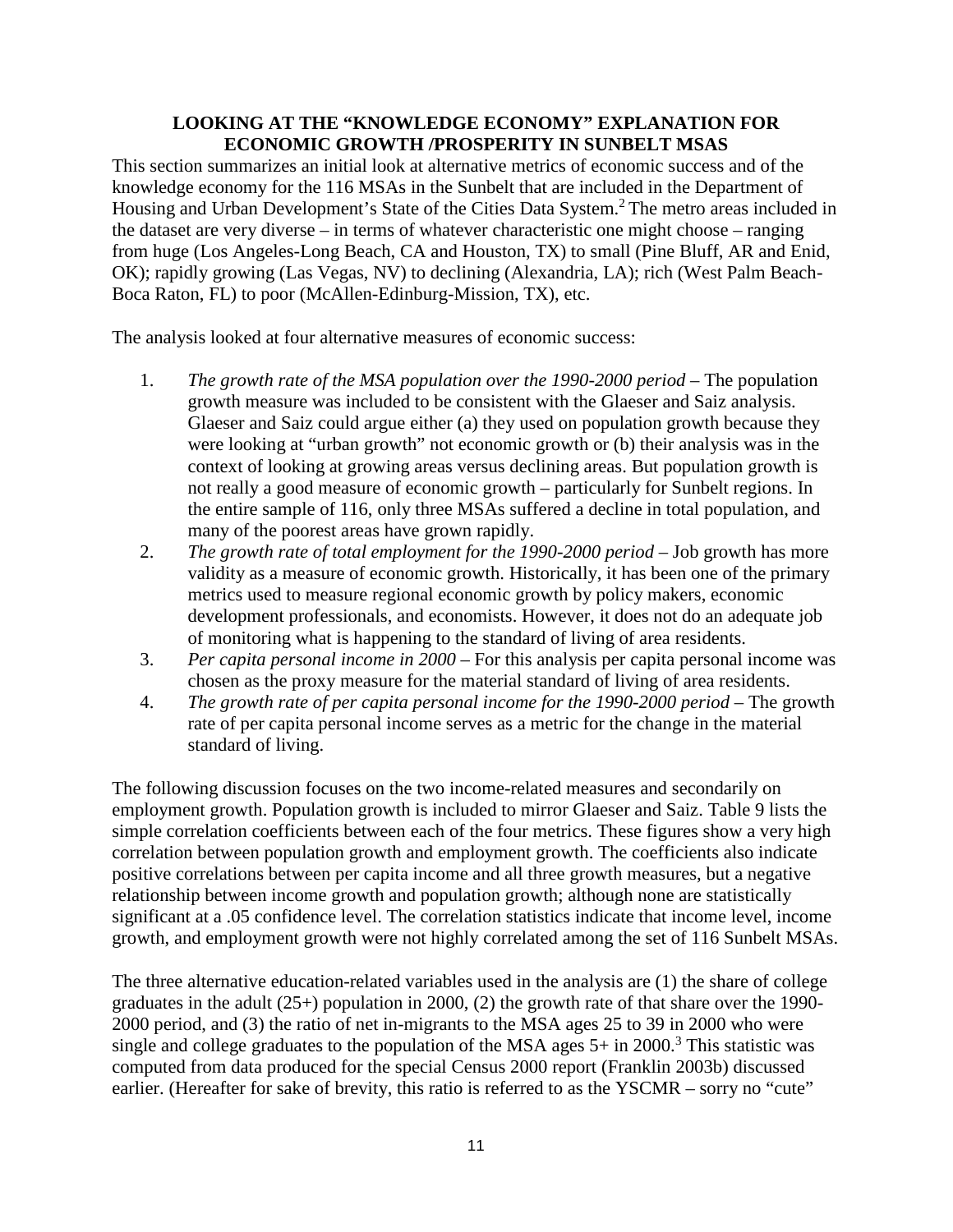## LOOKING AT THE "KNOWLEDGE ECONOMY" EXPLANATION FOR ECONOMIC GROWTH /PROSPERITY IN SUNBELT MSAS

This section summarizes an initial look at alternative metrics of economic success and of the knowledge economy for the 116 MSAs in the Sunbelt that are included in the Department of Housing and Urban Development's State of the Cities Data System.[2] The metro areas included in the dataset are very diverse – in terms of whatever characteristic one might choose – ranging from huge (Los Angeles-Long Beach, CA and Houston, TX) to small (Pine Bluff, AR and Enid, OK); rapidly growing (Las Vegas, NV) to declining (Alexandria, LA); rich (West Palm Beach-Boca Raton, FL) to poor (McAllen-Edinburg-Mission, TX), etc.

The analysis looked at four alternative measures of economic success:

1. *The growth rate of the MSA population over the 1990-2000 period* – The population growth measure was included to be consistent with the Glaeser and Saiz analysis. Glaeser and Saiz could argue either (a) they used on population growth because they were looking at "urban growth" not economic growth or (b) their analysis was in the context of looking at growing areas versus declining areas. But population growth is not really a good measure of economic growth – particularly for Sunbelt regions. In the entire sample of 116, only three MSAs suffered a decline in total population, and many of the poorest areas have grown rapidly.
2. *The growth rate of total employment for the 1990-2000 period* – Job growth has more validity as a measure of economic growth. Historically, it has been one of the primary metrics used to measure regional economic growth by policy makers, economic development professionals, and economists. However, it does not do an adequate job of monitoring what is happening to the standard of living of area residents.
3. *Per capita personal income in 2000* – For this analysis per capita personal income was chosen as the proxy measure for the material standard of living of area residents.
4. *The growth rate of per capita personal income for the 1990-2000 period* – The growth rate of per capita personal income serves as a metric for the change in the material standard of living.

The following discussion focuses on the two income-related measures and secondarily on employment growth. Population growth is included to mirror Glaeser and Saiz. Table 9 lists the simple correlation coefficients between each of the four metrics. These figures show a very high correlation between population growth and employment growth. The coefficients also indicate positive correlations between per capita income and all three growth measures, but a negative relationship between income growth and population growth; although none are statistically significant at a .05 confidence level. The correlation statistics indicate that income level, income growth, and employment growth were not highly correlated among the set of 116 Sunbelt MSAs.

The three alternative education-related variables used in the analysis are (1) the share of college graduates in the adult (25+) population in 2000, (2) the growth rate of that share over the 1990-2000 period, and (3) the ratio of net in-migrants to the MSA ages 25 to 39 in 2000 who were single and college graduates to the population of the MSA ages 5+ in 2000.[3] This statistic was computed from data produced for the special Census 2000 report (Franklin 2003b) discussed earlier. (Hereafter for sake of brevity, this ratio is referred to as the YSCMR – sorry no "cute"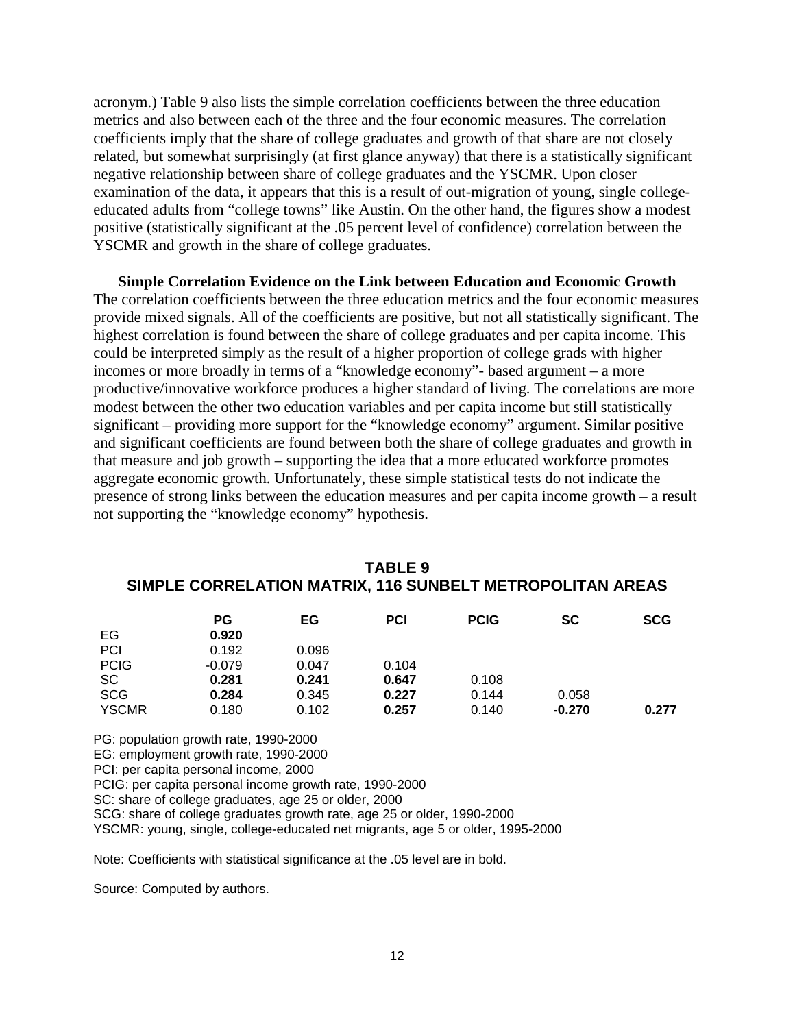acronym.) Table 9 also lists the simple correlation coefficients between the three education metrics and also between each of the three and the four economic measures. The correlation coefficients imply that the share of college graduates and growth of that share are not closely related, but somewhat surprisingly (at first glance anyway) that there is a statistically significant negative relationship between share of college graduates and the YSCMR. Upon closer examination of the data, it appears that this is a result of out-migration of young, single college-educated adults from "college towns" like Austin. On the other hand, the figures show a modest positive (statistically significant at the .05 percent level of confidence) correlation between the YSCMR and growth in the share of college graduates.

**Simple Correlation Evidence on the Link between Education and Economic Growth**
The correlation coefficients between the three education metrics and the four economic measures provide mixed signals. All of the coefficients are positive, but not all statistically significant. The highest correlation is found between the share of college graduates and per capita income. This could be interpreted simply as the result of a higher proportion of college grads with higher incomes or more broadly in terms of a "knowledge economy"- based argument – a more productive/innovative workforce produces a higher standard of living. The correlations are more modest between the other two education variables and per capita income but still statistically significant – providing more support for the "knowledge economy" argument. Similar positive and significant coefficients are found between both the share of college graduates and growth in that measure and job growth – supporting the idea that a more educated workforce promotes aggregate economic growth. Unfortunately, these simple statistical tests do not indicate the presence of strong links between the education measures and per capita income growth – a result not supporting the "knowledge economy" hypothesis.

## TABLE 9
## SIMPLE CORRELATION MATRIX, 116 SUNBELT METROPOLITAN AREAS

| | PG | EG | PCI | PCIG | SC | SCG |
|---|---|---|---|---|---|---|
| EG | **0.920** | | | | | |
| PCI | 0.192 | 0.096 | | | | |
| PCIG | -0.079 | 0.047 | 0.104 | | | |
| SC | **0.281** | **0.241** | **0.647** | 0.108 | | |
| SCG | **0.284** | 0.345 | **0.227** | 0.144 | 0.058 | |
| YSCMR | 0.180 | 0.102 | **0.257** | 0.140 | **-0.270** | **0.277** |

PG: population growth rate, 1990-2000
EG: employment growth rate, 1990-2000
PCI: per capita personal income, 2000
PCIG: per capita personal income growth rate, 1990-2000
SC: share of college graduates, age 25 or older, 2000
SCG: share of college graduates growth rate, age 25 or older, 1990-2000
YSCMR: young, single, college-educated net migrants, age 5 or older, 1995-2000

Note: Coefficients with statistical significance at the .05 level are in bold.

Source: Computed by authors.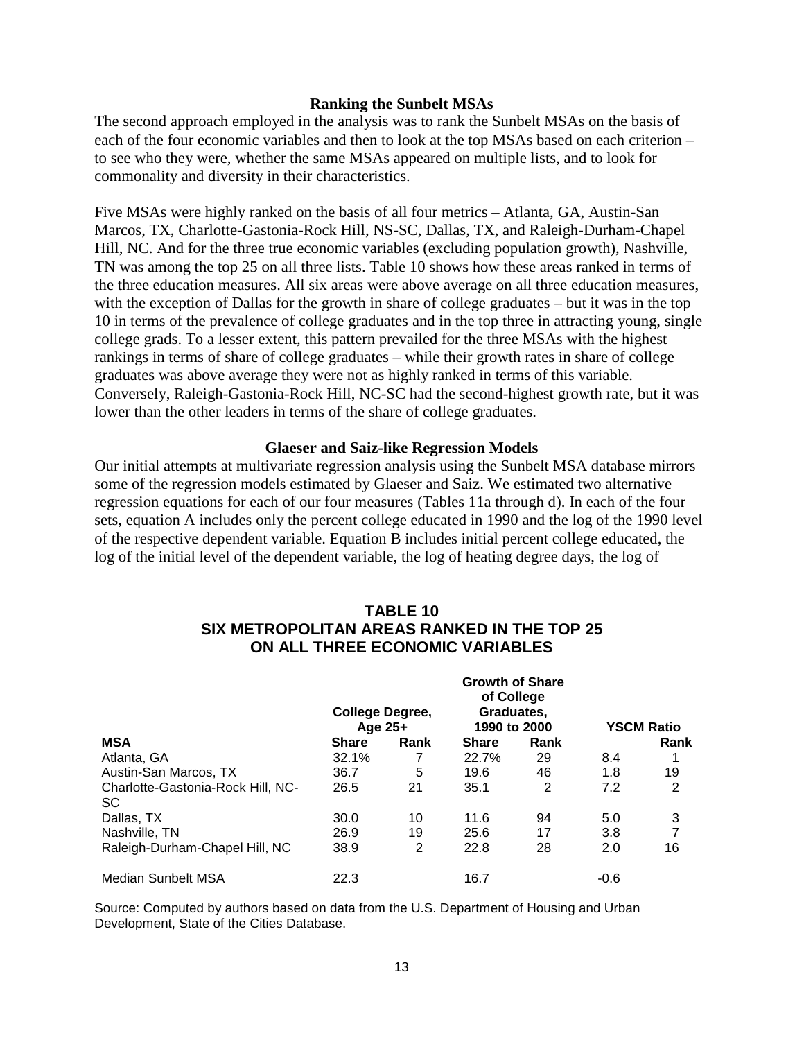### Ranking the Sunbelt MSAs

The second approach employed in the analysis was to rank the Sunbelt MSAs on the basis of each of the four economic variables and then to look at the top MSAs based on each criterion – to see who they were, whether the same MSAs appeared on multiple lists, and to look for commonality and diversity in their characteristics.

Five MSAs were highly ranked on the basis of all four metrics – Atlanta, GA, Austin-San Marcos, TX, Charlotte-Gastonia-Rock Hill, NS-SC, Dallas, TX, and Raleigh-Durham-Chapel Hill, NC. And for the three true economic variables (excluding population growth), Nashville, TN was among the top 25 on all three lists. Table 10 shows how these areas ranked in terms of the three education measures. All six areas were above average on all three education measures, with the exception of Dallas for the growth in share of college graduates – but it was in the top 10 in terms of the prevalence of college graduates and in the top three in attracting young, single college grads. To a lesser extent, this pattern prevailed for the three MSAs with the highest rankings in terms of share of college graduates – while their growth rates in share of college graduates was above average they were not as highly ranked in terms of this variable. Conversely, Raleigh-Gastonia-Rock Hill, NC-SC had the second-highest growth rate, but it was lower than the other leaders in terms of the share of college graduates.

### Glaeser and Saiz-like Regression Models

Our initial attempts at multivariate regression analysis using the Sunbelt MSA database mirrors some of the regression models estimated by Glaeser and Saiz. We estimated two alternative regression equations for each of our four measures (Tables 11a through d). In each of the four sets, equation A includes only the percent college educated in 1990 and the log of the 1990 level of the respective dependent variable. Equation B includes initial percent college educated, the log of the initial level of the dependent variable, the log of heating degree days, the log of

**TABLE 10**
**SIX METROPOLITAN AREAS RANKED IN THE TOP 25 ON ALL THREE ECONOMIC VARIABLES**

| | College Degree, Age 25+ | | Growth of Share of College Graduates, 1990 to 2000 | | YSCM Ratio | |
|---|---|---|---|---|---|---|
| **MSA** | **Share** | **Rank** | **Share** | **Rank** | | **Rank** |
| Atlanta, GA | 32.1% | 7 | 22.7% | 29 | 8.4 | 1 |
| Austin-San Marcos, TX | 36.7 | 5 | 19.6 | 46 | 1.8 | 19 |
| Charlotte-Gastonia-Rock Hill, NC-SC | 26.5 | 21 | 35.1 | 2 | 7.2 | 2 |
| Dallas, TX | 30.0 | 10 | 11.6 | 94 | 5.0 | 3 |
| Nashville, TN | 26.9 | 19 | 25.6 | 17 | 3.8 | 7 |
| Raleigh-Durham-Chapel Hill, NC | 38.9 | 2 | 22.8 | 28 | 2.0 | 16 |
| | | | | | | |
| Median Sunbelt MSA | 22.3 | | 16.7 | | -0.6 | |

Source: Computed by authors based on data from the U.S. Department of Housing and Urban Development, State of the Cities Database.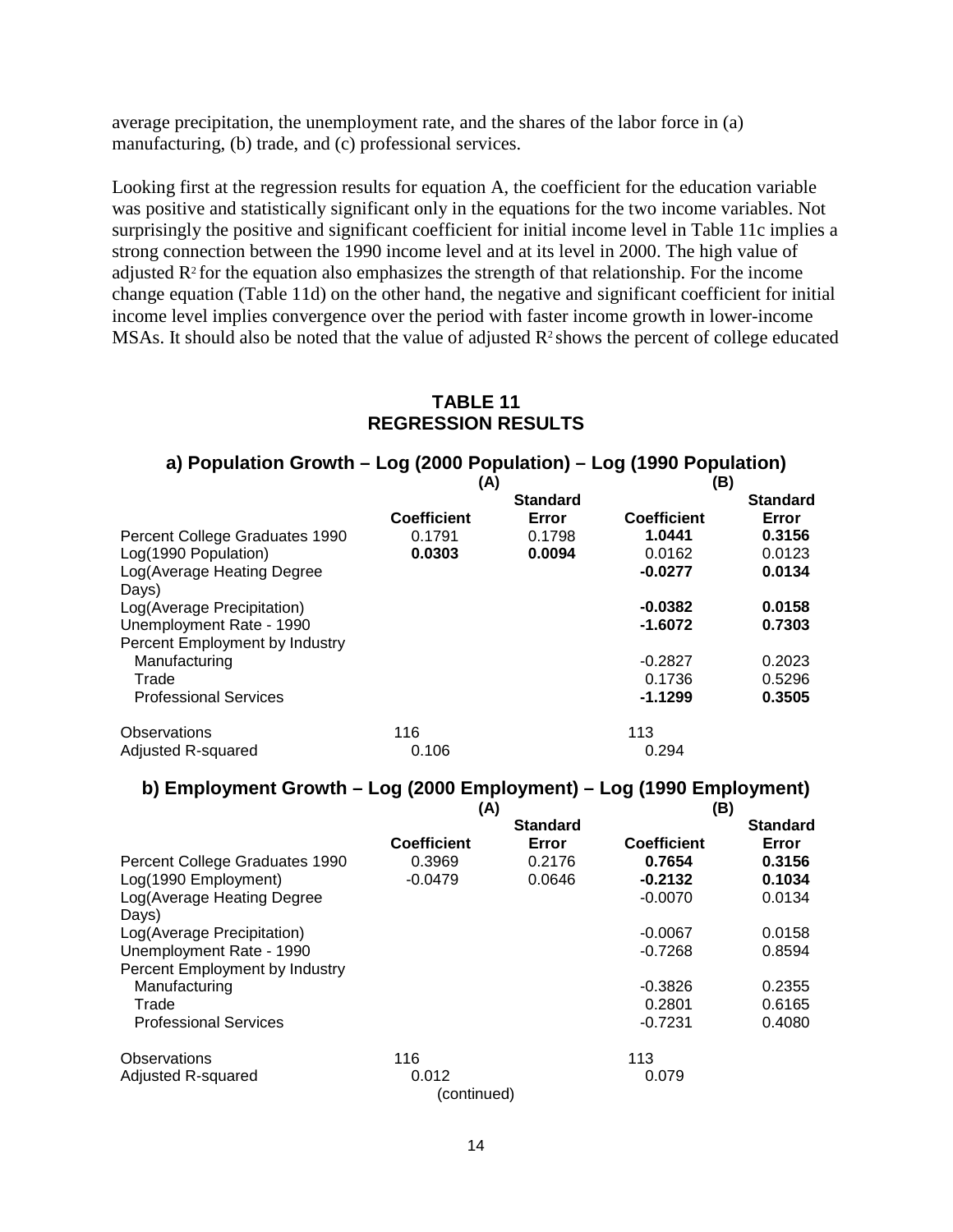average precipitation, the unemployment rate, and the shares of the labor force in (a) manufacturing, (b) trade, and (c) professional services.

Looking first at the regression results for equation A, the coefficient for the education variable was positive and statistically significant only in the equations for the two income variables. Not surprisingly the positive and significant coefficient for initial income level in Table 11c implies a strong connection between the 1990 income level and at its level in 2000. The high value of adjusted $R^2$ for the equation also emphasizes the strength of that relationship. For the income change equation (Table 11d) on the other hand, the negative and significant coefficient for initial income level implies convergence over the period with faster income growth in lower-income MSAs. It should also be noted that the value of adjusted $R^2$ shows the percent of college educated

## TABLE 11
## REGRESSION RESULTS

### a) Population Growth – Log (2000 Population) – Log (1990 Population)

| | (A) | | (B) | |
|---|---|---|---|---|
| | **Coefficient** | **Standard Error** | **Coefficient** | **Standard Error** |
| Percent College Graduates 1990 | 0.1791 | 0.1798 | **1.0441** | **0.3156** |
| Log(1990 Population) | **0.0303** | **0.0094** | 0.0162 | 0.0123 |
| Log(Average Heating Degree Days) | | | **-0.0277** | **0.0134** |
| Log(Average Precipitation) | | | **-0.0382** | **0.0158** |
| Unemployment Rate - 1990 | | | **-1.6072** | **0.7303** |
| Percent Employment by Industry | | | | |
| Manufacturing | | | -0.2827 | 0.2023 |
| Trade | | | 0.1736 | 0.5296 |
| Professional Services | | | **-1.1299** | **0.3505** |
| Observations | 116 | | 113 | |
| Adjusted R-squared | 0.106 | | 0.294 | |

### b) Employment Growth – Log (2000 Employment) – Log (1990 Employment)

| | (A) | | (B) | |
|---|---|---|---|---|
| | **Coefficient** | **Standard Error** | **Coefficient** | **Standard Error** |
| Percent College Graduates 1990 | 0.3969 | 0.2176 | **0.7654** | **0.3156** |
| Log(1990 Employment) | -0.0479 | 0.0646 | **-0.2132** | **0.1034** |
| Log(Average Heating Degree Days) | | | -0.0070 | 0.0134 |
| Log(Average Precipitation) | | | -0.0067 | 0.0158 |
| Unemployment Rate - 1990 | | | -0.7268 | 0.8594 |
| Percent Employment by Industry | | | | |
| Manufacturing | | | -0.3826 | 0.2355 |
| Trade | | | 0.2801 | 0.6165 |
| Professional Services | | | -0.7231 | 0.4080 |
| Observations | 116 | | 113 | |
| Adjusted R-squared | 0.012 | | 0.079 | |

(continued)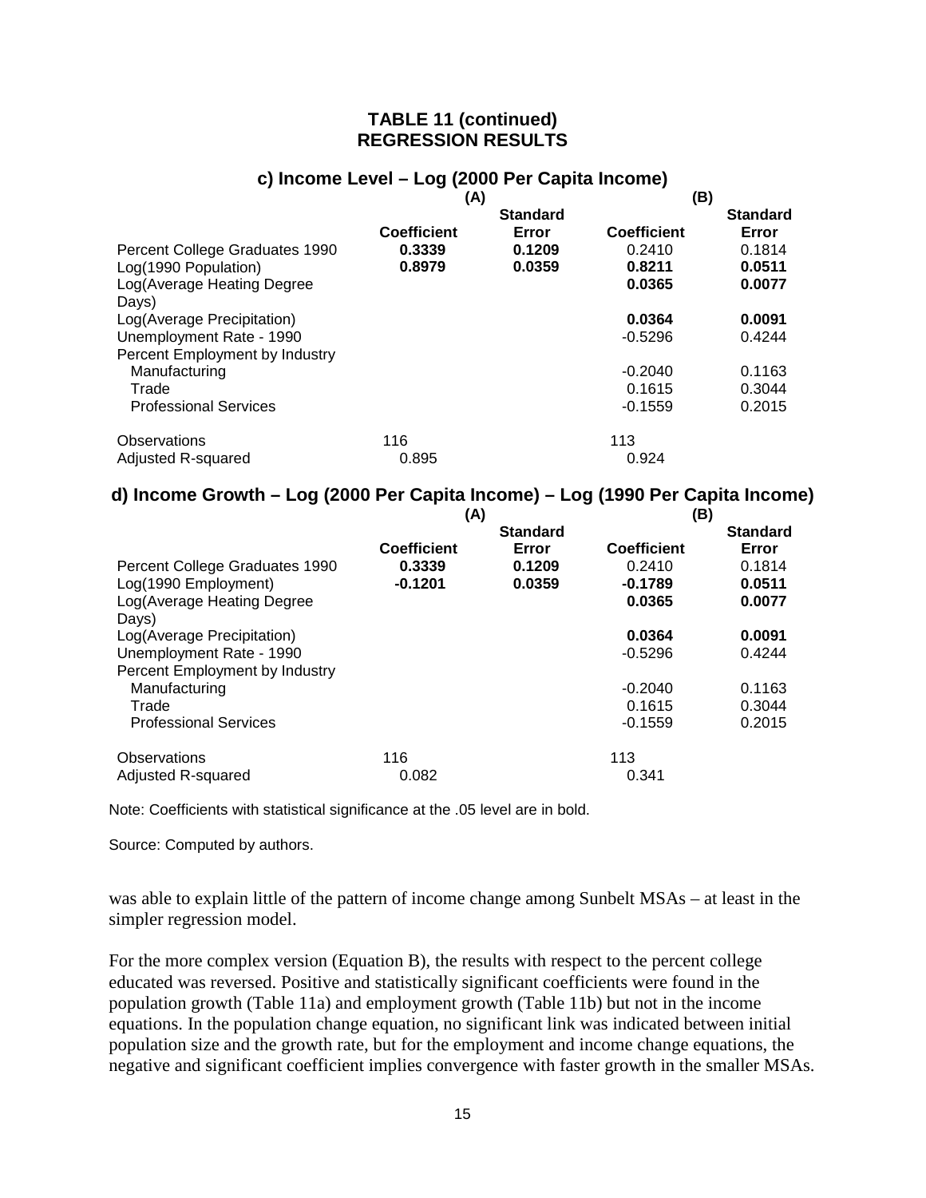## TABLE 11 (continued)
## REGRESSION RESULTS

### c) Income Level – Log (2000 Per Capita Income)

| | (A) | | (B) | |
|---|---|---|---|---|
| | Coefficient | Standard Error | Coefficient | Standard Error |
| Percent College Graduates 1990 | **0.3339** | **0.1209** | 0.2410 | 0.1814 |
| Log(1990 Population) | **0.8979** | **0.0359** | **0.8211** | **0.0511** |
| Log(Average Heating Degree Days) | | | **0.0365** | **0.0077** |
| Log(Average Precipitation) | | | **0.0364** | **0.0091** |
| Unemployment Rate - 1990 | | | -0.5296 | 0.4244 |
| Percent Employment by Industry | | | | |
| Manufacturing | | | -0.2040 | 0.1163 |
| Trade | | | 0.1615 | 0.3044 |
| Professional Services | | | -0.1559 | 0.2015 |
| Observations | 116 | | 113 | |
| Adjusted R-squared | 0.895 | | 0.924 | |

### d) Income Growth – Log (2000 Per Capita Income) – Log (1990 Per Capita Income)

| | (A) | | (B) | |
|---|---|---|---|---|
| | Coefficient | Standard Error | Coefficient | Standard Error |
| Percent College Graduates 1990 | **0.3339** | **0.1209** | 0.2410 | 0.1814 |
| Log(1990 Employment) | **-0.1201** | **0.0359** | **-0.1789** | **0.0511** |
| Log(Average Heating Degree Days) | | | **0.0365** | **0.0077** |
| Log(Average Precipitation) | | | **0.0364** | **0.0091** |
| Unemployment Rate - 1990 | | | -0.5296 | 0.4244 |
| Percent Employment by Industry | | | | |
| Manufacturing | | | -0.2040 | 0.1163 |
| Trade | | | 0.1615 | 0.3044 |
| Professional Services | | | -0.1559 | 0.2015 |
| Observations | 116 | | 113 | |
| Adjusted R-squared | 0.082 | | 0.341 | |

Note: Coefficients with statistical significance at the .05 level are in bold.

Source: Computed by authors.

was able to explain little of the pattern of income change among Sunbelt MSAs – at least in the simpler regression model.

For the more complex version (Equation B), the results with respect to the percent college educated was reversed. Positive and statistically significant coefficients were found in the population growth (Table 11a) and employment growth (Table 11b) but not in the income equations. In the population change equation, no significant link was indicated between initial population size and the growth rate, but for the employment and income change equations, the negative and significant coefficient implies convergence with faster growth in the smaller MSAs.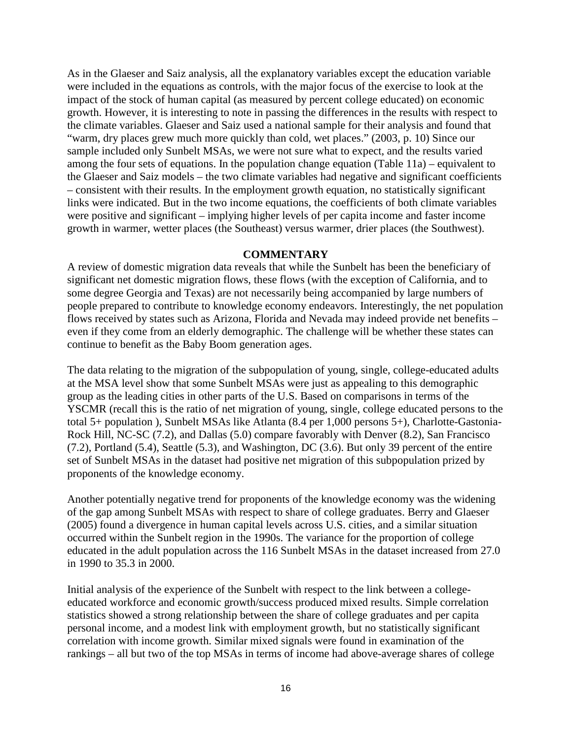As in the Glaeser and Saiz analysis, all the explanatory variables except the education variable were included in the equations as controls, with the major focus of the exercise to look at the impact of the stock of human capital (as measured by percent college educated) on economic growth. However, it is interesting to note in passing the differences in the results with respect to the climate variables. Glaeser and Saiz used a national sample for their analysis and found that "warm, dry places grew much more quickly than cold, wet places." (2003, p. 10) Since our sample included only Sunbelt MSAs, we were not sure what to expect, and the results varied among the four sets of equations. In the population change equation (Table 11a) – equivalent to the Glaeser and Saiz models – the two climate variables had negative and significant coefficients – consistent with their results. In the employment growth equation, no statistically significant links were indicated. But in the two income equations, the coefficients of both climate variables were positive and significant – implying higher levels of per capita income and faster income growth in warmer, wetter places (the Southeast) versus warmer, drier places (the Southwest).

## COMMENTARY

A review of domestic migration data reveals that while the Sunbelt has been the beneficiary of significant net domestic migration flows, these flows (with the exception of California, and to some degree Georgia and Texas) are not necessarily being accompanied by large numbers of people prepared to contribute to knowledge economy endeavors. Interestingly, the net population flows received by states such as Arizona, Florida and Nevada may indeed provide net benefits – even if they come from an elderly demographic. The challenge will be whether these states can continue to benefit as the Baby Boom generation ages.

The data relating to the migration of the subpopulation of young, single, college-educated adults at the MSA level show that some Sunbelt MSAs were just as appealing to this demographic group as the leading cities in other parts of the U.S. Based on comparisons in terms of the YSCMR (recall this is the ratio of net migration of young, single, college educated persons to the total 5+ population ), Sunbelt MSAs like Atlanta (8.4 per 1,000 persons 5+), Charlotte-Gastonia-Rock Hill, NC-SC (7.2), and Dallas (5.0) compare favorably with Denver (8.2), San Francisco (7.2), Portland (5.4), Seattle (5.3), and Washington, DC (3.6). But only 39 percent of the entire set of Sunbelt MSAs in the dataset had positive net migration of this subpopulation prized by proponents of the knowledge economy.

Another potentially negative trend for proponents of the knowledge economy was the widening of the gap among Sunbelt MSAs with respect to share of college graduates. Berry and Glaeser (2005) found a divergence in human capital levels across U.S. cities, and a similar situation occurred within the Sunbelt region in the 1990s. The variance for the proportion of college educated in the adult population across the 116 Sunbelt MSAs in the dataset increased from 27.0 in 1990 to 35.3 in 2000.

Initial analysis of the experience of the Sunbelt with respect to the link between a college-educated workforce and economic growth/success produced mixed results. Simple correlation statistics showed a strong relationship between the share of college graduates and per capita personal income, and a modest link with employment growth, but no statistically significant correlation with income growth. Similar mixed signals were found in examination of the rankings – all but two of the top MSAs in terms of income had above-average shares of college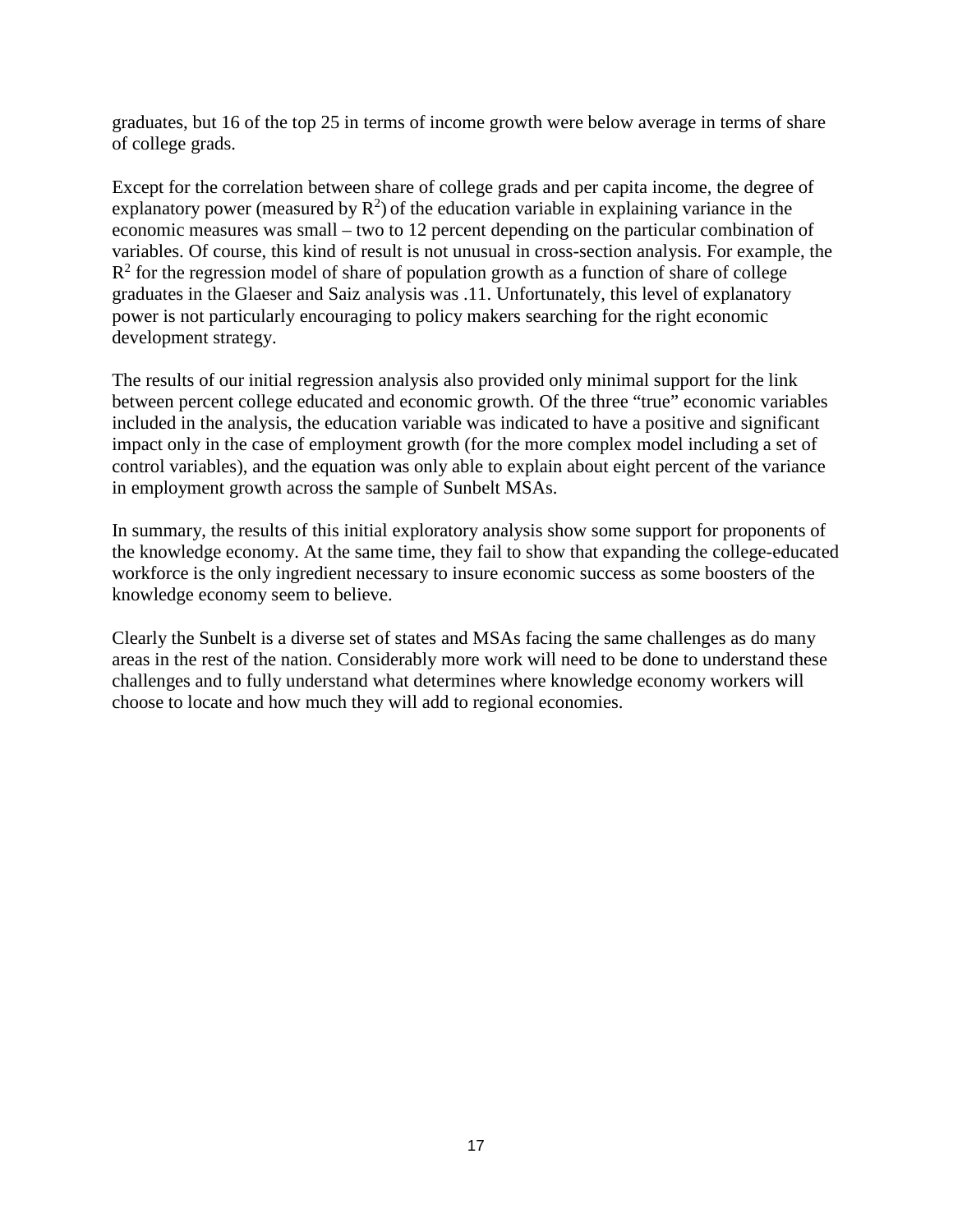graduates, but 16 of the top 25 in terms of income growth were below average in terms of share of college grads.

Except for the correlation between share of college grads and per capita income, the degree of explanatory power (measured by $R^2$) of the education variable in explaining variance in the economic measures was small – two to 12 percent depending on the particular combination of variables. Of course, this kind of result is not unusual in cross-section analysis. For example, the $R^2$ for the regression model of share of population growth as a function of share of college graduates in the Glaeser and Saiz analysis was .11. Unfortunately, this level of explanatory power is not particularly encouraging to policy makers searching for the right economic development strategy.

The results of our initial regression analysis also provided only minimal support for the link between percent college educated and economic growth. Of the three "true" economic variables included in the analysis, the education variable was indicated to have a positive and significant impact only in the case of employment growth (for the more complex model including a set of control variables), and the equation was only able to explain about eight percent of the variance in employment growth across the sample of Sunbelt MSAs.

In summary, the results of this initial exploratory analysis show some support for proponents of the knowledge economy. At the same time, they fail to show that expanding the college-educated workforce is the only ingredient necessary to insure economic success as some boosters of the knowledge economy seem to believe.

Clearly the Sunbelt is a diverse set of states and MSAs facing the same challenges as do many areas in the rest of the nation. Considerably more work will need to be done to understand these challenges and to fully understand what determines where knowledge economy workers will choose to locate and how much they will add to regional economies.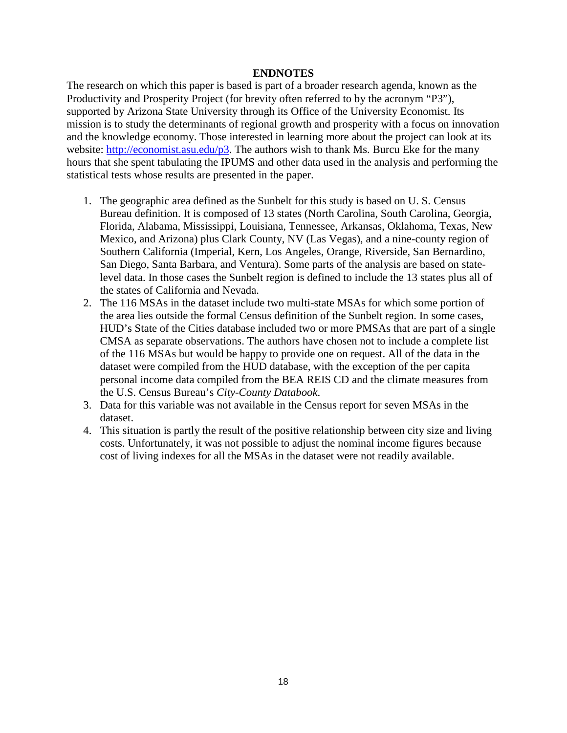## ENDNOTES

The research on which this paper is based is part of a broader research agenda, known as the Productivity and Prosperity Project (for brevity often referred to by the acronym "P3"), supported by Arizona State University through its Office of the University Economist. Its mission is to study the determinants of regional growth and prosperity with a focus on innovation and the knowledge economy. Those interested in learning more about the project can look at its website: [http://economist.asu.edu/p3](http://economist.asu.edu/p3). The authors wish to thank Ms. Burcu Eke for the many hours that she spent tabulating the IPUMS and other data used in the analysis and performing the statistical tests whose results are presented in the paper.

1. The geographic area defined as the Sunbelt for this study is based on U. S. Census Bureau definition. It is composed of 13 states (North Carolina, South Carolina, Georgia, Florida, Alabama, Mississippi, Louisiana, Tennessee, Arkansas, Oklahoma, Texas, New Mexico, and Arizona) plus Clark County, NV (Las Vegas), and a nine-county region of Southern California (Imperial, Kern, Los Angeles, Orange, Riverside, San Bernardino, San Diego, Santa Barbara, and Ventura). Some parts of the analysis are based on state-level data. In those cases the Sunbelt region is defined to include the 13 states plus all of the states of California and Nevada.
2. The 116 MSAs in the dataset include two multi-state MSAs for which some portion of the area lies outside the formal Census definition of the Sunbelt region. In some cases, HUD's State of the Cities database included two or more PMSAs that are part of a single CMSA as separate observations. The authors have chosen not to include a complete list of the 116 MSAs but would be happy to provide one on request. All of the data in the dataset were compiled from the HUD database, with the exception of the per capita personal income data compiled from the BEA REIS CD and the climate measures from the U.S. Census Bureau's *City-County Databook*.
3. Data for this variable was not available in the Census report for seven MSAs in the dataset.
4. This situation is partly the result of the positive relationship between city size and living costs. Unfortunately, it was not possible to adjust the nominal income figures because cost of living indexes for all the MSAs in the dataset were not readily available.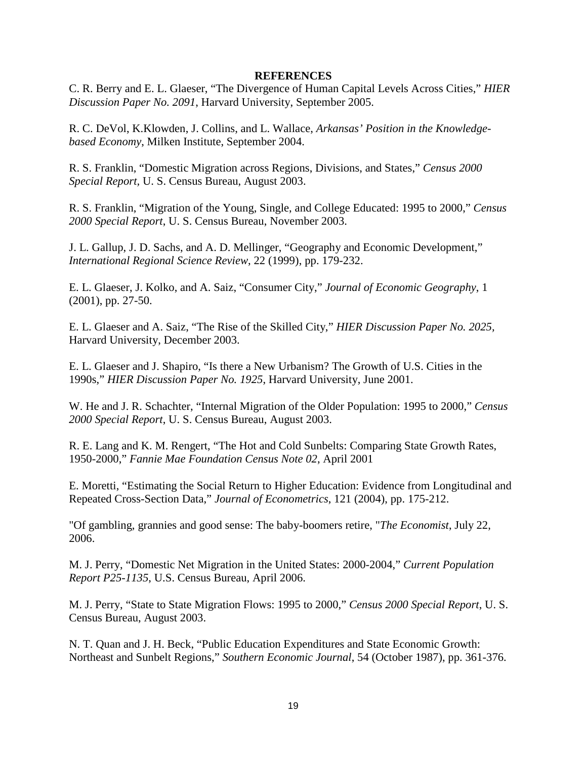**REFERENCES**

C. R. Berry and E. L. Glaeser, “The Divergence of Human Capital Levels Across Cities,” *HIER Discussion Paper No. 2091*, Harvard University, September 2005.

R. C. DeVol, K.Klowden, J. Collins, and L. Wallace, *Arkansas’ Position in the Knowledge-based Economy*, Milken Institute, September 2004.

R. S. Franklin, “Domestic Migration across Regions, Divisions, and States,” *Census 2000 Special Report,* U. S. Census Bureau, August 2003.

R. S. Franklin, “Migration of the Young, Single, and College Educated: 1995 to 2000,” *Census 2000 Special Report*, U. S. Census Bureau, November 2003.

J. L. Gallup, J. D. Sachs, and A. D. Mellinger, “Geography and Economic Development,” *International Regional Science Review*, 22 (1999), pp. 179-232.

E. L. Glaeser, J. Kolko, and A. Saiz, “Consumer City,” *Journal of Economic Geography*, 1 (2001), pp. 27-50.

E. L. Glaeser and A. Saiz, “The Rise of the Skilled City,” *HIER Discussion Paper No. 2025*, Harvard University, December 2003.

E. L. Glaeser and J. Shapiro, “Is there a New Urbanism? The Growth of U.S. Cities in the 1990s,” *HIER Discussion Paper No. 1925*, Harvard University, June 2001.

W. He and J. R. Schachter, “Internal Migration of the Older Population: 1995 to 2000,” *Census 2000 Special Report*, U. S. Census Bureau, August 2003.

R. E. Lang and K. M. Rengert, “The Hot and Cold Sunbelts: Comparing State Growth Rates, 1950-2000,” *Fannie Mae Foundation Census Note 02*, April 2001

E. Moretti, “Estimating the Social Return to Higher Education: Evidence from Longitudinal and Repeated Cross-Section Data,” *Journal of Econometrics*, 121 (2004), pp. 175-212.

"Of gambling, grannies and good sense: The baby-boomers retire, "*The Economist*, July 22, 2006.

M. J. Perry, “Domestic Net Migration in the United States: 2000-2004,” *Current Population Report P25-1135*, U.S. Census Bureau, April 2006.

M. J. Perry, “State to State Migration Flows: 1995 to 2000,” *Census 2000 Special Report*, U. S. Census Bureau, August 2003.

N. T. Quan and J. H. Beck, “Public Education Expenditures and State Economic Growth: Northeast and Sunbelt Regions,” *Southern Economic Journal*, 54 (October 1987), pp. 361-376.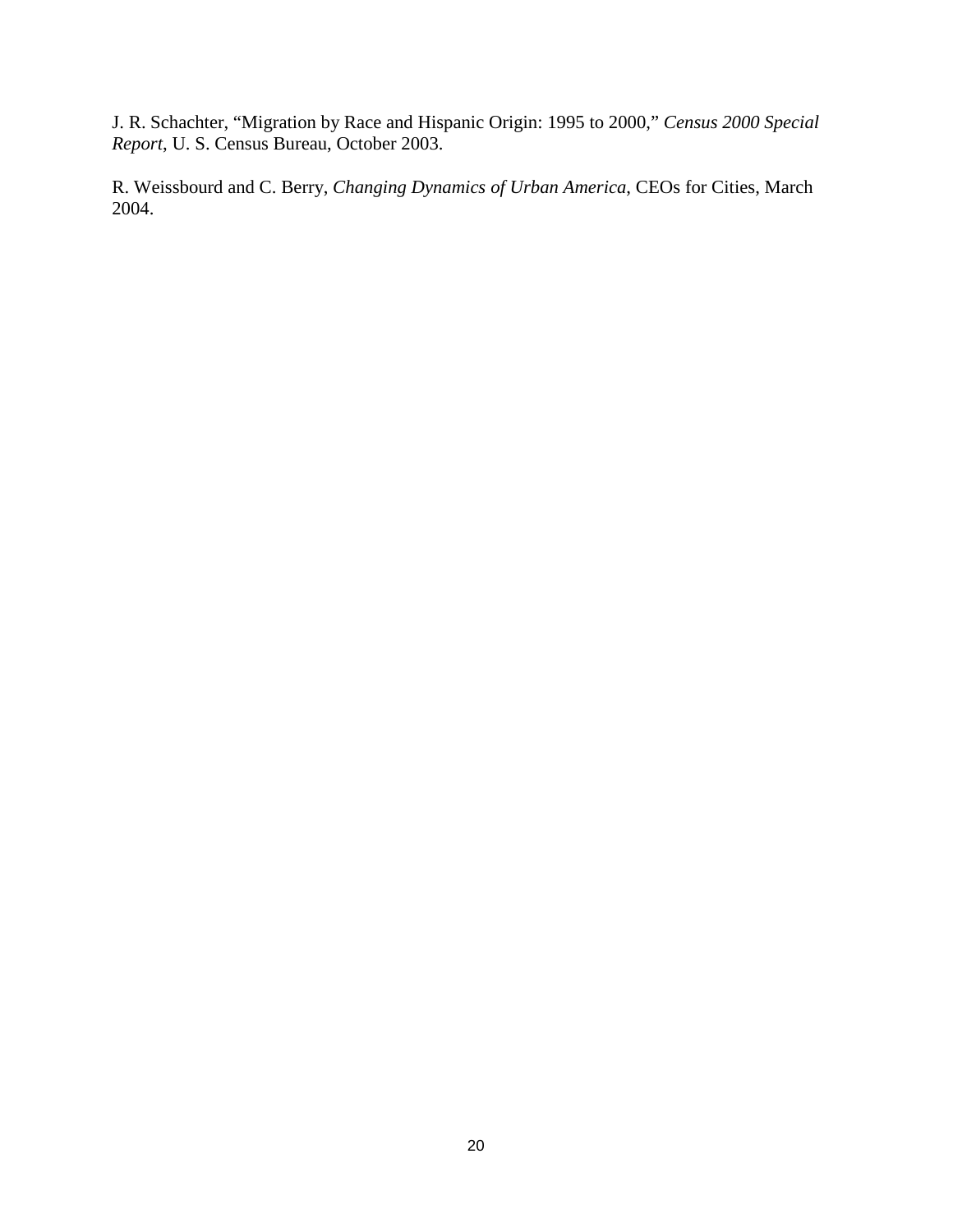J. R. Schachter, “Migration by Race and Hispanic Origin: 1995 to 2000,” *Census 2000 Special Report*, U. S. Census Bureau, October 2003.

R. Weissbourd and C. Berry, *Changing Dynamics of Urban America*, CEOs for Cities, March 2004.